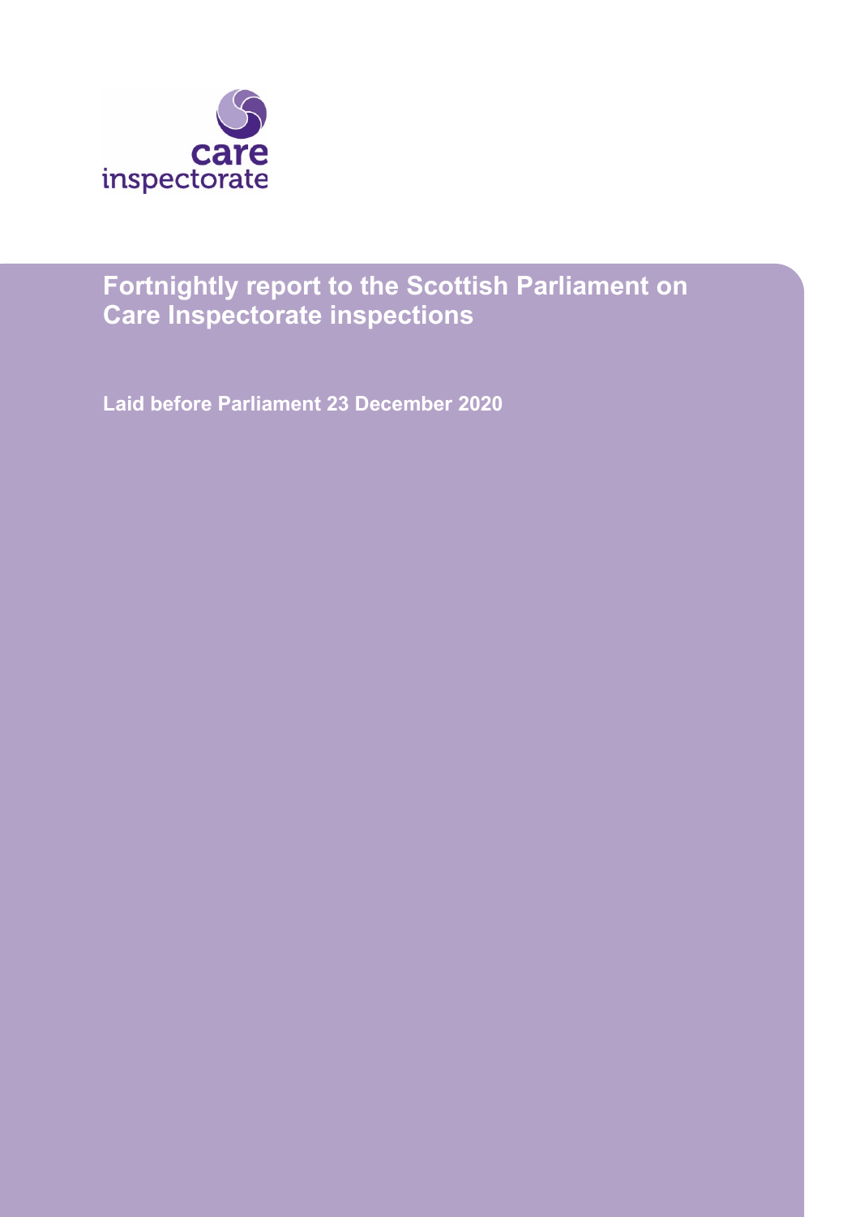care inspectorate

# Fortnightly report to the Scottish Parliament on Care Inspectorate inspections

**Laid before Parliament 23 December 2020**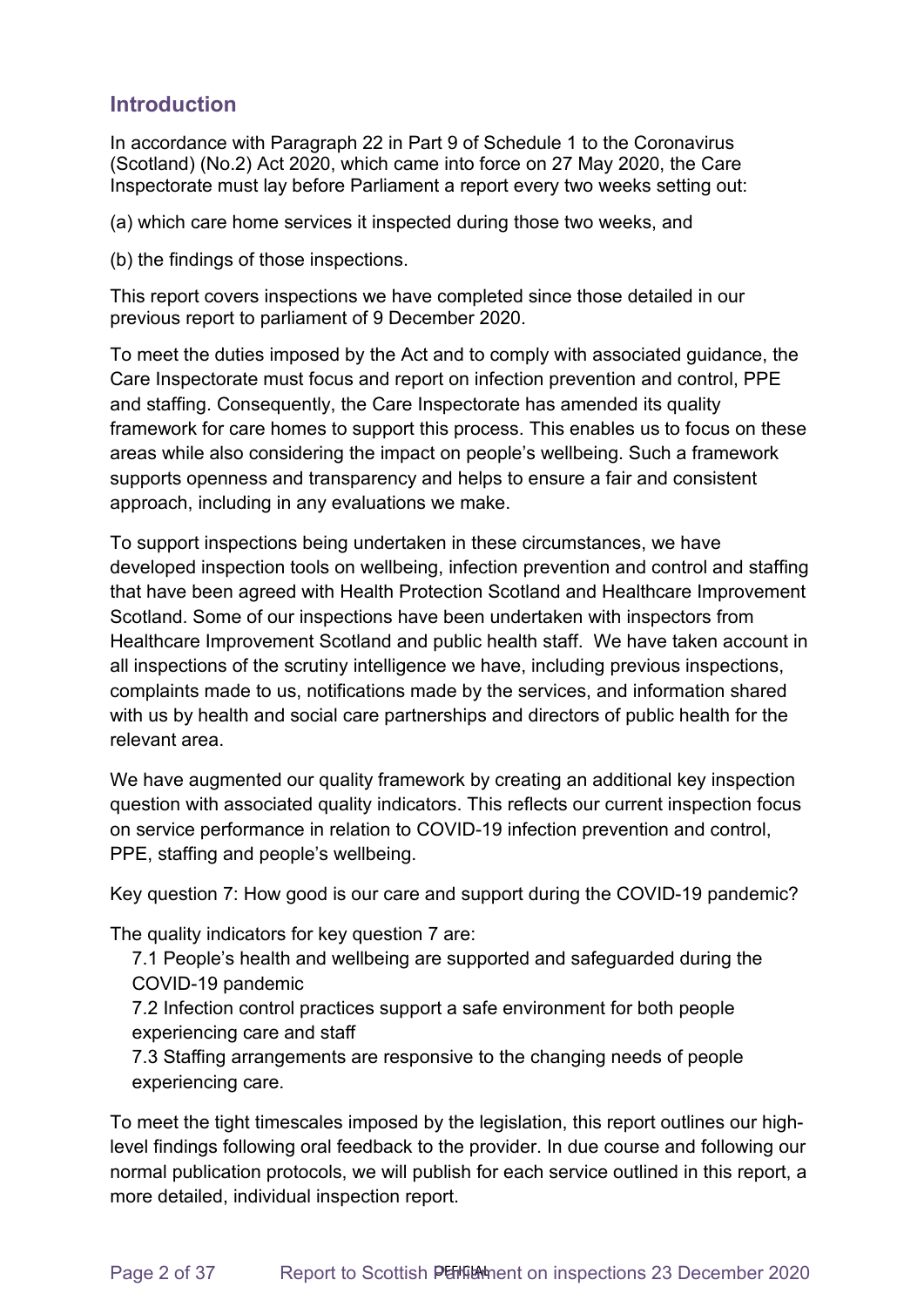## Introduction

In accordance with Paragraph 22 in Part 9 of Schedule 1 to the Coronavirus (Scotland) (No.2) Act 2020, which came into force on 27 May 2020, the Care Inspectorate must lay before Parliament a report every two weeks setting out:

(a) which care home services it inspected during those two weeks, and

(b) the findings of those inspections.

This report covers inspections we have completed since those detailed in our previous report to parliament of 9 December 2020.

To meet the duties imposed by the Act and to comply with associated guidance, the Care Inspectorate must focus and report on infection prevention and control, PPE and staffing. Consequently, the Care Inspectorate has amended its quality framework for care homes to support this process. This enables us to focus on these areas while also considering the impact on people's wellbeing. Such a framework supports openness and transparency and helps to ensure a fair and consistent approach, including in any evaluations we make.

To support inspections being undertaken in these circumstances, we have developed inspection tools on wellbeing, infection prevention and control and staffing that have been agreed with Health Protection Scotland and Healthcare Improvement Scotland. Some of our inspections have been undertaken with inspectors from Healthcare Improvement Scotland and public health staff. We have taken account in all inspections of the scrutiny intelligence we have, including previous inspections, complaints made to us, notifications made by the services, and information shared with us by health and social care partnerships and directors of public health for the relevant area.

We have augmented our quality framework by creating an additional key inspection question with associated quality indicators. This reflects our current inspection focus on service performance in relation to COVID-19 infection prevention and control, PPE, staffing and people's wellbeing.

Key question 7: How good is our care and support during the COVID-19 pandemic?

The quality indicators for key question 7 are:

7.1 People's health and wellbeing are supported and safeguarded during the COVID-19 pandemic

7.2 Infection control practices support a safe environment for both people experiencing care and staff

7.3 Staffing arrangements are responsive to the changing needs of people experiencing care.

To meet the tight timescales imposed by the legislation, this report outlines our high-level findings following oral feedback to the provider. In due course and following our normal publication protocols, we will publish for each service outlined in this report, a more detailed, individual inspection report.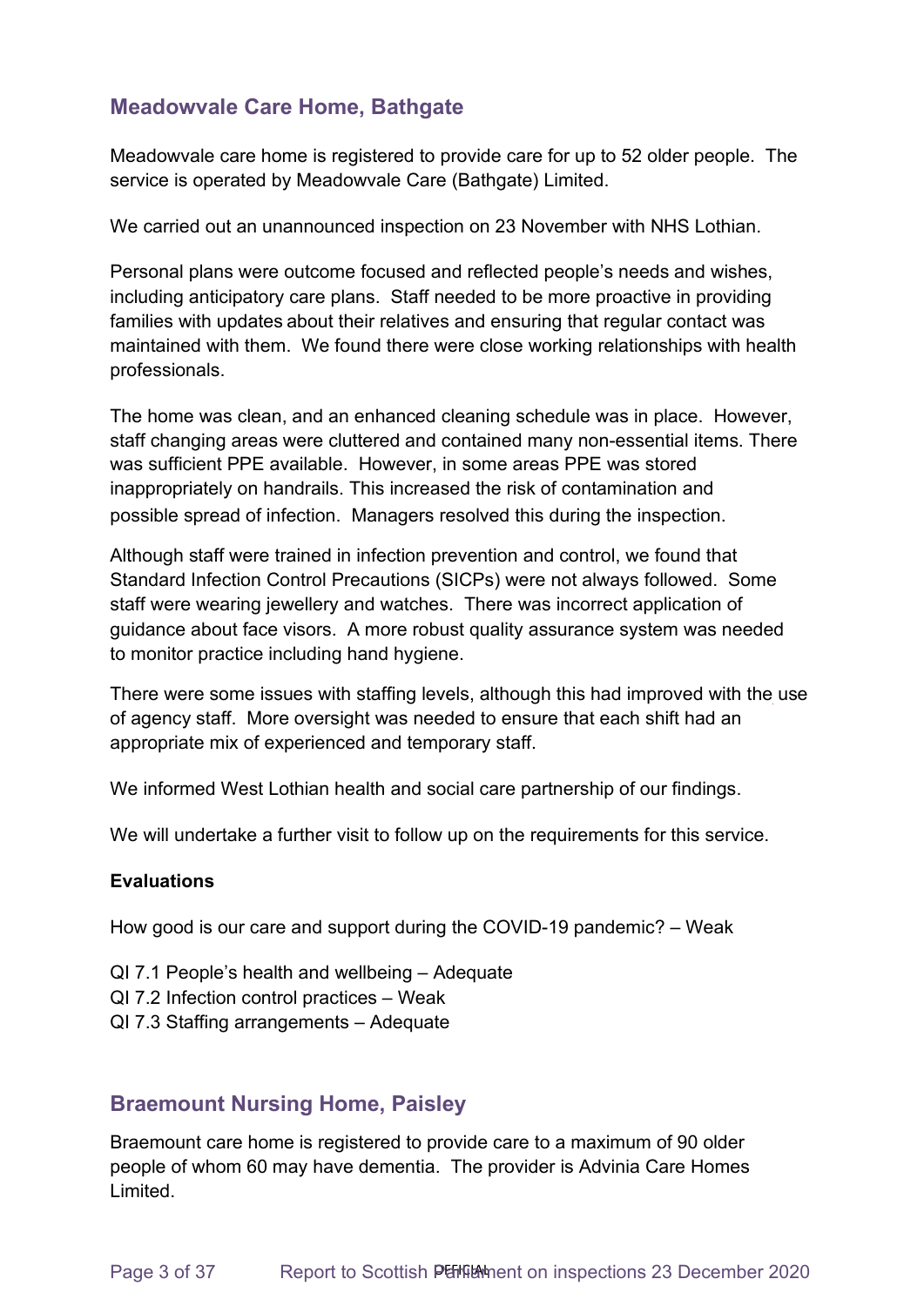## Meadowvale Care Home, Bathgate

Meadowvale care home is registered to provide care for up to 52 older people. The service is operated by Meadowvale Care (Bathgate) Limited.

We carried out an unannounced inspection on 23 November with NHS Lothian.

Personal plans were outcome focused and reflected people's needs and wishes, including anticipatory care plans. Staff needed to be more proactive in providing families with updates about their relatives and ensuring that regular contact was maintained with them. We found there were close working relationships with health professionals.

The home was clean, and an enhanced cleaning schedule was in place. However, staff changing areas were cluttered and contained many non-essential items. There was sufficient PPE available. However, in some areas PPE was stored inappropriately on handrails. This increased the risk of contamination and possible spread of infection. Managers resolved this during the inspection.

Although staff were trained in infection prevention and control, we found that Standard Infection Control Precautions (SICPs) were not always followed. Some staff were wearing jewellery and watches. There was incorrect application of guidance about face visors. A more robust quality assurance system was needed to monitor practice including hand hygiene.

There were some issues with staffing levels, although this had improved with the use of agency staff. More oversight was needed to ensure that each shift had an appropriate mix of experienced and temporary staff.

We informed West Lothian health and social care partnership of our findings.

We will undertake a further visit to follow up on the requirements for this service.

**Evaluations**

How good is our care and support during the COVID-19 pandemic? – Weak

QI 7.1 People's health and wellbeing – Adequate
QI 7.2 Infection control practices – Weak
QI 7.3 Staffing arrangements – Adequate

## Braemount Nursing Home, Paisley

Braemount care home is registered to provide care to a maximum of 90 older people of whom 60 may have dementia. The provider is Advinia Care Homes Limited.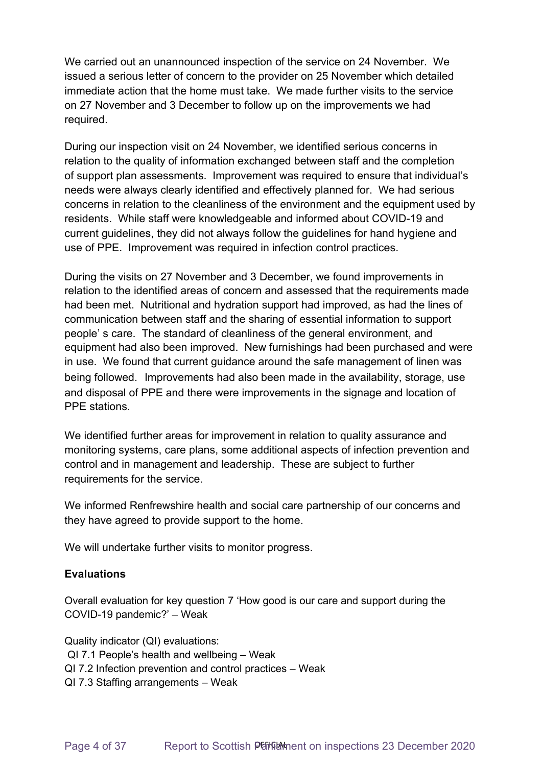We carried out an unannounced inspection of the service on 24 November. We issued a serious letter of concern to the provider on 25 November which detailed immediate action that the home must take. We made further visits to the service on 27 November and 3 December to follow up on the improvements we had required.

During our inspection visit on 24 November, we identified serious concerns in relation to the quality of information exchanged between staff and the completion of support plan assessments. Improvement was required to ensure that individual's needs were always clearly identified and effectively planned for. We had serious concerns in relation to the cleanliness of the environment and the equipment used by residents. While staff were knowledgeable and informed about COVID-19 and current guidelines, they did not always follow the guidelines for hand hygiene and use of PPE. Improvement was required in infection control practices.

During the visits on 27 November and 3 December, we found improvements in relation to the identified areas of concern and assessed that the requirements made had been met. Nutritional and hydration support had improved, as had the lines of communication between staff and the sharing of essential information to support people' s care. The standard of cleanliness of the general environment, and equipment had also been improved. New furnishings had been purchased and were in use. We found that current guidance around the safe management of linen was being followed. Improvements had also been made in the availability, storage, use and disposal of PPE and there were improvements in the signage and location of PPE stations.

We identified further areas for improvement in relation to quality assurance and monitoring systems, care plans, some additional aspects of infection prevention and control and in management and leadership. These are subject to further requirements for the service.

We informed Renfrewshire health and social care partnership of our concerns and they have agreed to provide support to the home.

We will undertake further visits to monitor progress.

**Evaluations**

Overall evaluation for key question 7 'How good is our care and support during the COVID-19 pandemic?' – Weak

Quality indicator (QI) evaluations:
QI 7.1 People's health and wellbeing – Weak
QI 7.2 Infection prevention and control practices – Weak
QI 7.3 Staffing arrangements – Weak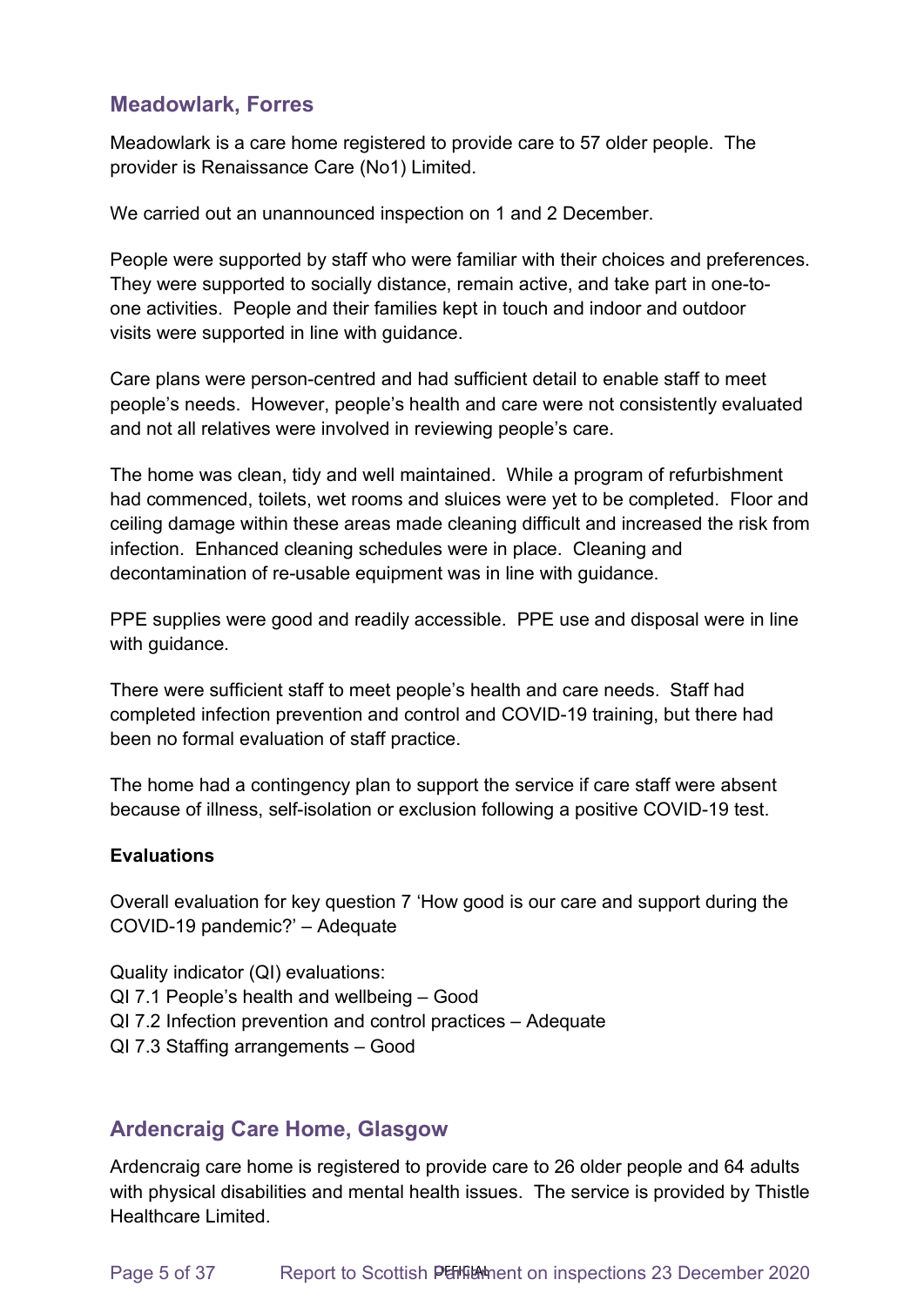## Meadowlark, Forres

Meadowlark is a care home registered to provide care to 57 older people. The provider is Renaissance Care (No1) Limited.

We carried out an unannounced inspection on 1 and 2 December.

People were supported by staff who were familiar with their choices and preferences. They were supported to socially distance, remain active, and take part in one-to-one activities. People and their families kept in touch and indoor and outdoor visits were supported in line with guidance.

Care plans were person-centred and had sufficient detail to enable staff to meet people's needs. However, people's health and care were not consistently evaluated and not all relatives were involved in reviewing people's care.

The home was clean, tidy and well maintained. While a program of refurbishment had commenced, toilets, wet rooms and sluices were yet to be completed. Floor and ceiling damage within these areas made cleaning difficult and increased the risk from infection. Enhanced cleaning schedules were in place. Cleaning and decontamination of re-usable equipment was in line with guidance.

PPE supplies were good and readily accessible. PPE use and disposal were in line with guidance.

There were sufficient staff to meet people's health and care needs. Staff had completed infection prevention and control and COVID-19 training, but there had been no formal evaluation of staff practice.

The home had a contingency plan to support the service if care staff were absent because of illness, self-isolation or exclusion following a positive COVID-19 test.

**Evaluations**

Overall evaluation for key question 7 'How good is our care and support during the COVID-19 pandemic?' – Adequate

Quality indicator (QI) evaluations:
QI 7.1 People's health and wellbeing – Good
QI 7.2 Infection prevention and control practices – Adequate
QI 7.3 Staffing arrangements – Good

## Ardencraig Care Home, Glasgow

Ardencraig care home is registered to provide care to 26 older people and 64 adults with physical disabilities and mental health issues. The service is provided by Thistle Healthcare Limited.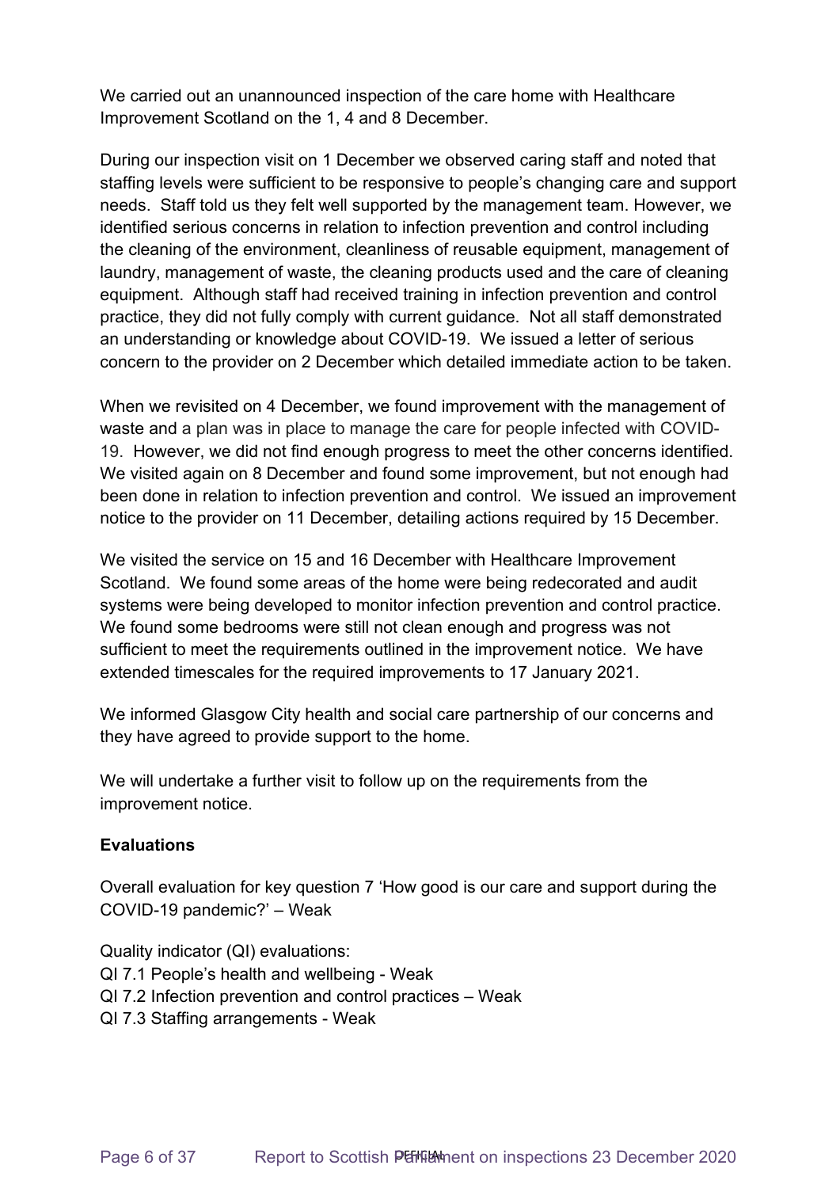We carried out an unannounced inspection of the care home with Healthcare Improvement Scotland on the 1, 4 and 8 December.

During our inspection visit on 1 December we observed caring staff and noted that staffing levels were sufficient to be responsive to people's changing care and support needs. Staff told us they felt well supported by the management team. However, we identified serious concerns in relation to infection prevention and control including the cleaning of the environment, cleanliness of reusable equipment, management of laundry, management of waste, the cleaning products used and the care of cleaning equipment. Although staff had received training in infection prevention and control practice, they did not fully comply with current guidance. Not all staff demonstrated an understanding or knowledge about COVID-19. We issued a letter of serious concern to the provider on 2 December which detailed immediate action to be taken.

When we revisited on 4 December, we found improvement with the management of waste and a plan was in place to manage the care for people infected with COVID-19. However, we did not find enough progress to meet the other concerns identified. We visited again on 8 December and found some improvement, but not enough had been done in relation to infection prevention and control. We issued an improvement notice to the provider on 11 December, detailing actions required by 15 December.

We visited the service on 15 and 16 December with Healthcare Improvement Scotland. We found some areas of the home were being redecorated and audit systems were being developed to monitor infection prevention and control practice. We found some bedrooms were still not clean enough and progress was not sufficient to meet the requirements outlined in the improvement notice. We have extended timescales for the required improvements to 17 January 2021.

We informed Glasgow City health and social care partnership of our concerns and they have agreed to provide support to the home.

We will undertake a further visit to follow up on the requirements from the improvement notice.

**Evaluations**

Overall evaluation for key question 7 'How good is our care and support during the COVID-19 pandemic?' – Weak

Quality indicator (QI) evaluations:
QI 7.1 People's health and wellbeing - Weak
QI 7.2 Infection prevention and control practices – Weak
QI 7.3 Staffing arrangements - Weak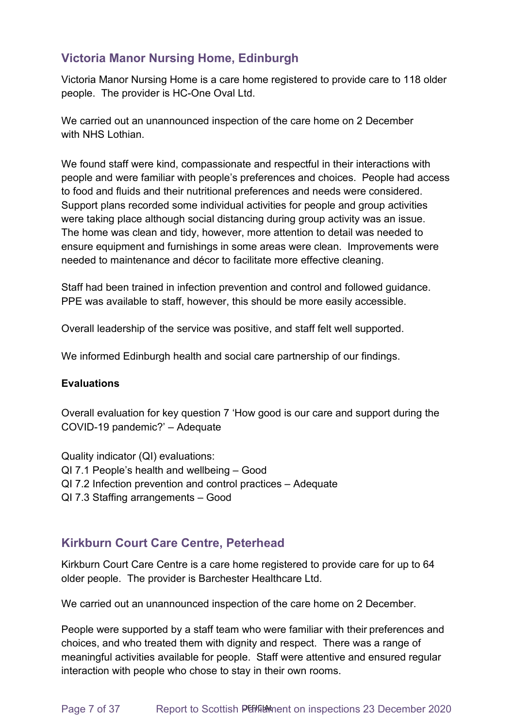## Victoria Manor Nursing Home, Edinburgh

Victoria Manor Nursing Home is a care home registered to provide care to 118 older people. The provider is HC-One Oval Ltd.

We carried out an unannounced inspection of the care home on 2 December with NHS Lothian.

We found staff were kind, compassionate and respectful in their interactions with people and were familiar with people's preferences and choices. People had access to food and fluids and their nutritional preferences and needs were considered. Support plans recorded some individual activities for people and group activities were taking place although social distancing during group activity was an issue. The home was clean and tidy, however, more attention to detail was needed to ensure equipment and furnishings in some areas were clean. Improvements were needed to maintenance and décor to facilitate more effective cleaning.

Staff had been trained in infection prevention and control and followed guidance. PPE was available to staff, however, this should be more easily accessible.

Overall leadership of the service was positive, and staff felt well supported.

We informed Edinburgh health and social care partnership of our findings.

**Evaluations**

Overall evaluation for key question 7 'How good is our care and support during the COVID-19 pandemic?' – Adequate

Quality indicator (QI) evaluations:
QI 7.1 People's health and wellbeing – Good
QI 7.2 Infection prevention and control practices – Adequate
QI 7.3 Staffing arrangements – Good

## Kirkburn Court Care Centre, Peterhead

Kirkburn Court Care Centre is a care home registered to provide care for up to 64 older people. The provider is Barchester Healthcare Ltd.

We carried out an unannounced inspection of the care home on 2 December.

People were supported by a staff team who were familiar with their preferences and choices, and who treated them with dignity and respect. There was a range of meaningful activities available for people. Staff were attentive and ensured regular interaction with people who chose to stay in their own rooms.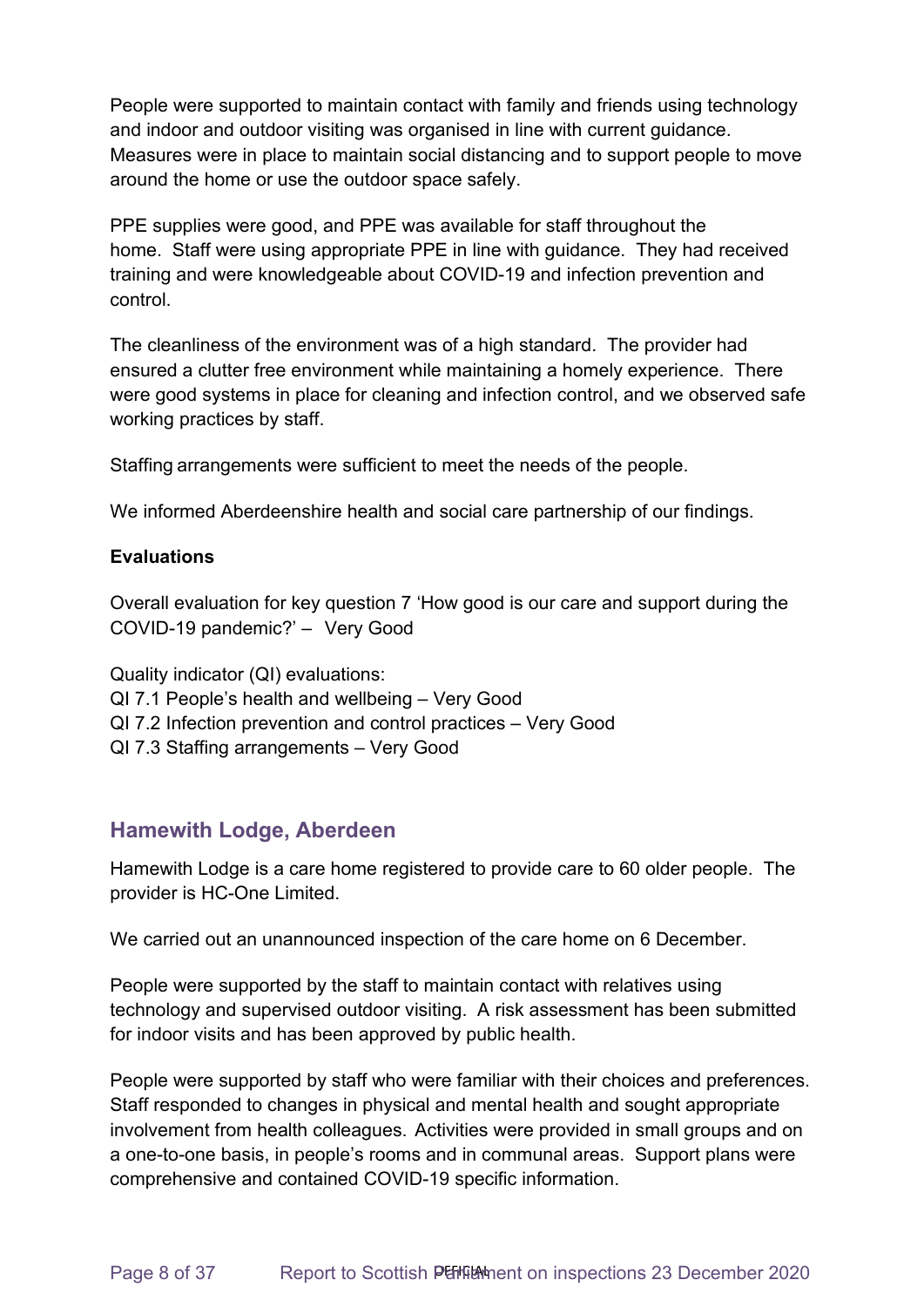People were supported to maintain contact with family and friends using technology and indoor and outdoor visiting was organised in line with current guidance. Measures were in place to maintain social distancing and to support people to move around the home or use the outdoor space safely.

PPE supplies were good, and PPE was available for staff throughout the home. Staff were using appropriate PPE in line with guidance. They had received training and were knowledgeable about COVID-19 and infection prevention and control.

The cleanliness of the environment was of a high standard. The provider had ensured a clutter free environment while maintaining a homely experience. There were good systems in place for cleaning and infection control, and we observed safe working practices by staff.

Staffing arrangements were sufficient to meet the needs of the people.

We informed Aberdeenshire health and social care partnership of our findings.

**Evaluations**

Overall evaluation for key question 7 'How good is our care and support during the COVID-19 pandemic?' – Very Good

Quality indicator (QI) evaluations:
QI 7.1 People's health and wellbeing – Very Good
QI 7.2 Infection prevention and control practices – Very Good
QI 7.3 Staffing arrangements – Very Good

## Hamewith Lodge, Aberdeen

Hamewith Lodge is a care home registered to provide care to 60 older people. The provider is HC-One Limited.

We carried out an unannounced inspection of the care home on 6 December.

People were supported by the staff to maintain contact with relatives using technology and supervised outdoor visiting. A risk assessment has been submitted for indoor visits and has been approved by public health.

People were supported by staff who were familiar with their choices and preferences. Staff responded to changes in physical and mental health and sought appropriate involvement from health colleagues. Activities were provided in small groups and on a one-to-one basis, in people's rooms and in communal areas. Support plans were comprehensive and contained COVID-19 specific information.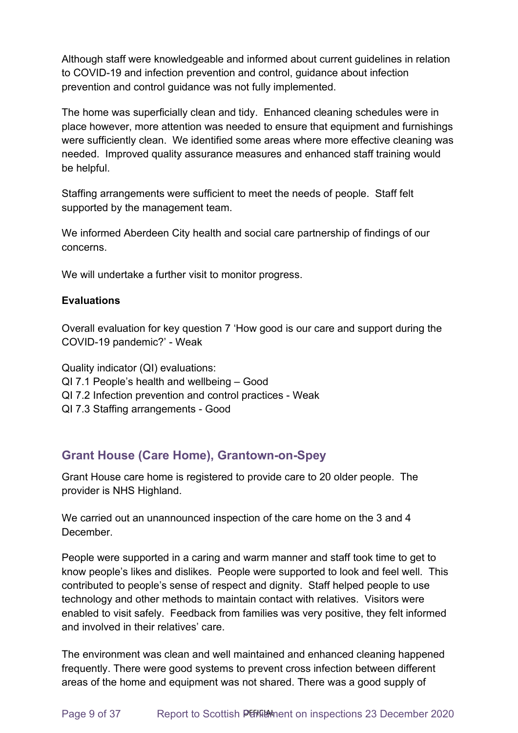Although staff were knowledgeable and informed about current guidelines in relation to COVID-19 and infection prevention and control, guidance about infection prevention and control guidance was not fully implemented.

The home was superficially clean and tidy. Enhanced cleaning schedules were in place however, more attention was needed to ensure that equipment and furnishings were sufficiently clean. We identified some areas where more effective cleaning was needed. Improved quality assurance measures and enhanced staff training would be helpful.

Staffing arrangements were sufficient to meet the needs of people. Staff felt supported by the management team.

We informed Aberdeen City health and social care partnership of findings of our concerns.

We will undertake a further visit to monitor progress.

**Evaluations**

Overall evaluation for key question 7 'How good is our care and support during the COVID-19 pandemic?' - Weak

Quality indicator (QI) evaluations:
QI 7.1 People's health and wellbeing – Good
QI 7.2 Infection prevention and control practices - Weak
QI 7.3 Staffing arrangements - Good

## Grant House (Care Home), Grantown-on-Spey

Grant House care home is registered to provide care to 20 older people. The provider is NHS Highland.

We carried out an unannounced inspection of the care home on the 3 and 4 December.

People were supported in a caring and warm manner and staff took time to get to know people's likes and dislikes. People were supported to look and feel well. This contributed to people's sense of respect and dignity. Staff helped people to use technology and other methods to maintain contact with relatives. Visitors were enabled to visit safely. Feedback from families was very positive, they felt informed and involved in their relatives' care.

The environment was clean and well maintained and enhanced cleaning happened frequently. There were good systems to prevent cross infection between different areas of the home and equipment was not shared. There was a good supply of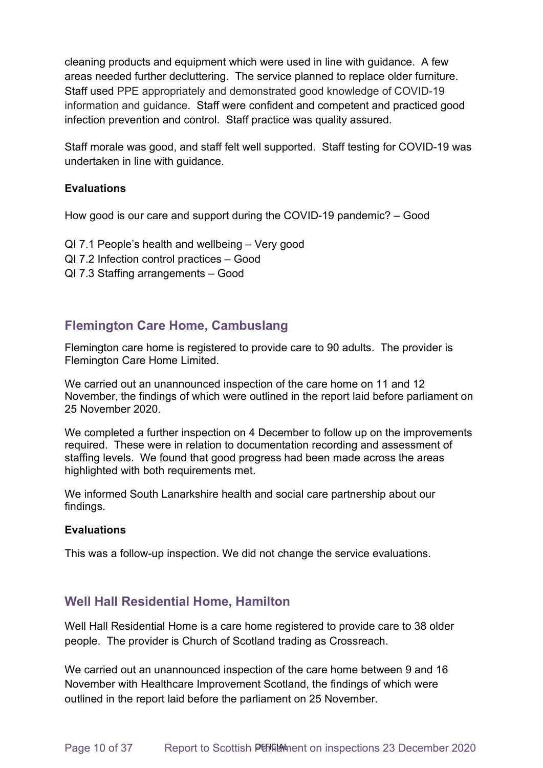cleaning products and equipment which were used in line with guidance. A few areas needed further decluttering. The service planned to replace older furniture. Staff used PPE appropriately and demonstrated good knowledge of COVID-19 information and guidance. Staff were confident and competent and practiced good infection prevention and control. Staff practice was quality assured.

Staff morale was good, and staff felt well supported. Staff testing for COVID-19 was undertaken in line with guidance.

**Evaluations**

How good is our care and support during the COVID-19 pandemic? – Good

QI 7.1 People's health and wellbeing – Very good
QI 7.2 Infection control practices – Good
QI 7.3 Staffing arrangements – Good

## Flemington Care Home, Cambuslang

Flemington care home is registered to provide care to 90 adults. The provider is Flemington Care Home Limited.

We carried out an unannounced inspection of the care home on 11 and 12 November, the findings of which were outlined in the report laid before parliament on 25 November 2020.

We completed a further inspection on 4 December to follow up on the improvements required. These were in relation to documentation recording and assessment of staffing levels. We found that good progress had been made across the areas highlighted with both requirements met.

We informed South Lanarkshire health and social care partnership about our findings.

**Evaluations**

This was a follow-up inspection. We did not change the service evaluations.

## Well Hall Residential Home, Hamilton

Well Hall Residential Home is a care home registered to provide care to 38 older people. The provider is Church of Scotland trading as Crossreach.

We carried out an unannounced inspection of the care home between 9 and 16 November with Healthcare Improvement Scotland, the findings of which were outlined in the report laid before the parliament on 25 November.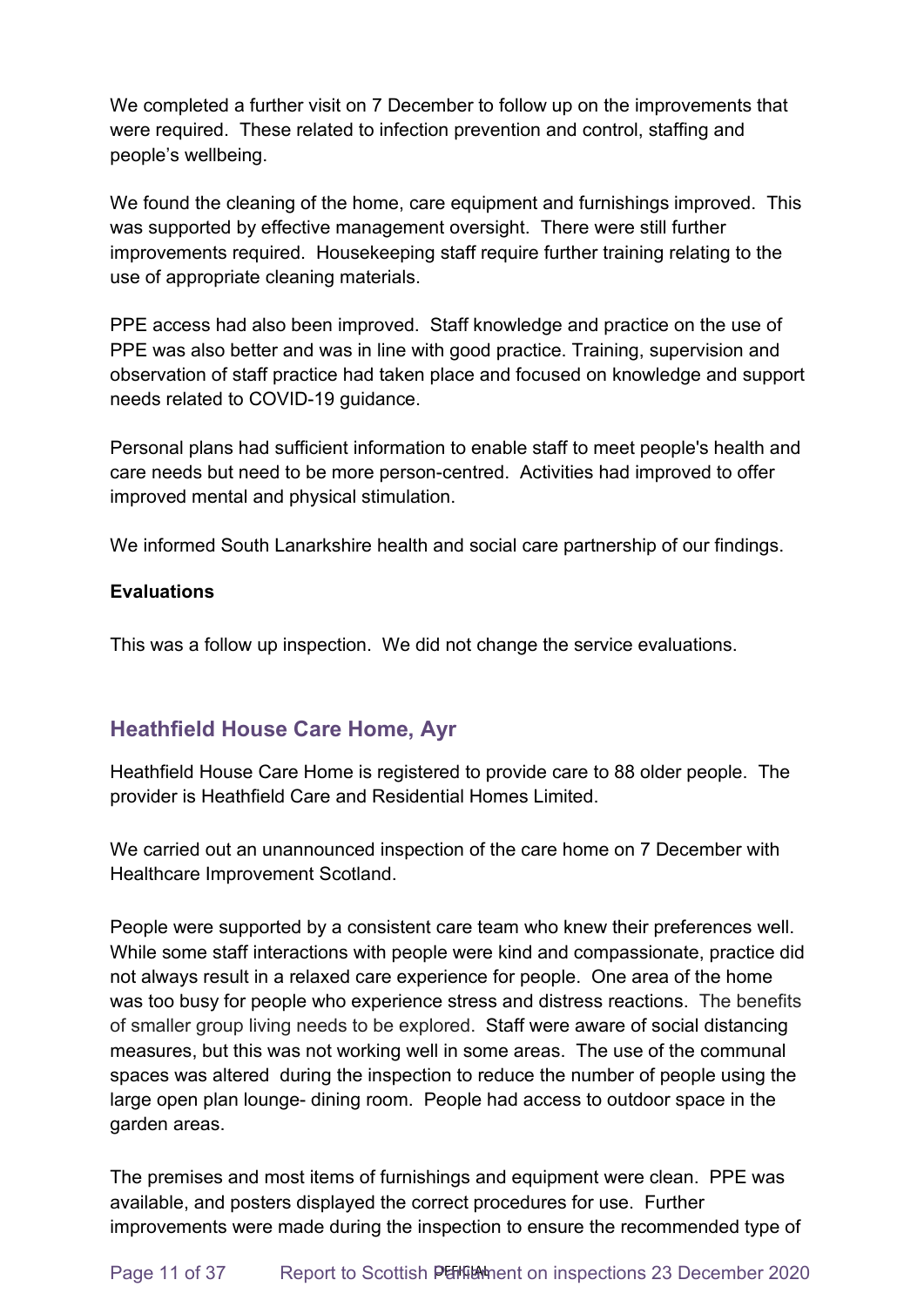We completed a further visit on 7 December to follow up on the improvements that were required. These related to infection prevention and control, staffing and people's wellbeing.

We found the cleaning of the home, care equipment and furnishings improved. This was supported by effective management oversight. There were still further improvements required. Housekeeping staff require further training relating to the use of appropriate cleaning materials.

PPE access had also been improved. Staff knowledge and practice on the use of PPE was also better and was in line with good practice. Training, supervision and observation of staff practice had taken place and focused on knowledge and support needs related to COVID-19 guidance.

Personal plans had sufficient information to enable staff to meet people's health and care needs but need to be more person-centred. Activities had improved to offer improved mental and physical stimulation.

We informed South Lanarkshire health and social care partnership of our findings.

**Evaluations**

This was a follow up inspection. We did not change the service evaluations.

## Heathfield House Care Home, Ayr

Heathfield House Care Home is registered to provide care to 88 older people. The provider is Heathfield Care and Residential Homes Limited.

We carried out an unannounced inspection of the care home on 7 December with Healthcare Improvement Scotland.

People were supported by a consistent care team who knew their preferences well. While some staff interactions with people were kind and compassionate, practice did not always result in a relaxed care experience for people. One area of the home was too busy for people who experience stress and distress reactions. The benefits of smaller group living needs to be explored. Staff were aware of social distancing measures, but this was not working well in some areas. The use of the communal spaces was altered during the inspection to reduce the number of people using the large open plan lounge- dining room. People had access to outdoor space in the garden areas.

The premises and most items of furnishings and equipment were clean. PPE was available, and posters displayed the correct procedures for use. Further improvements were made during the inspection to ensure the recommended type of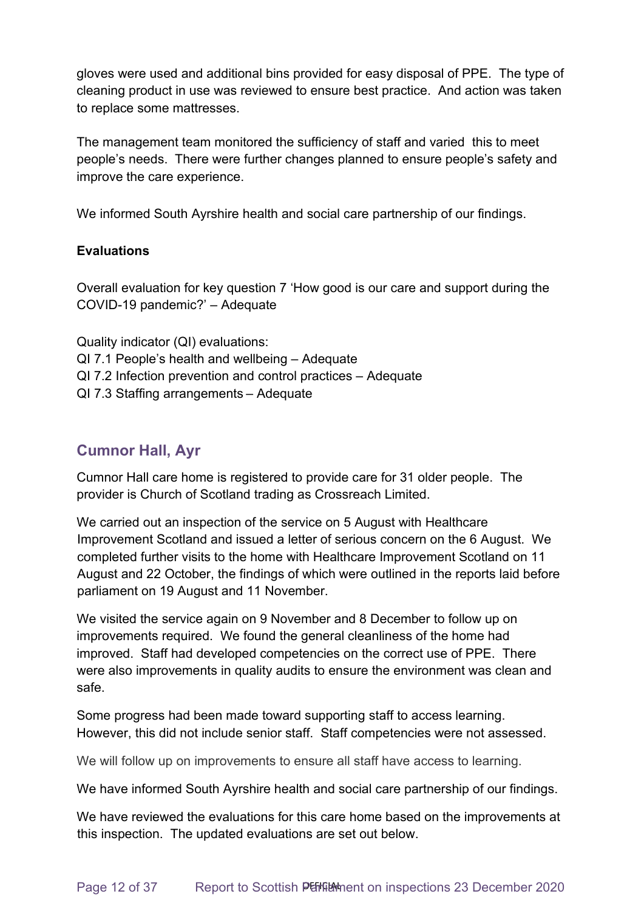gloves were used and additional bins provided for easy disposal of PPE. The type of cleaning product in use was reviewed to ensure best practice. And action was taken to replace some mattresses.

The management team monitored the sufficiency of staff and varied this to meet people's needs. There were further changes planned to ensure people's safety and improve the care experience.

We informed South Ayrshire health and social care partnership of our findings.

**Evaluations**

Overall evaluation for key question 7 'How good is our care and support during the COVID-19 pandemic?' – Adequate

Quality indicator (QI) evaluations:
QI 7.1 People's health and wellbeing – Adequate
QI 7.2 Infection prevention and control practices – Adequate
QI 7.3 Staffing arrangements – Adequate

## Cumnor Hall, Ayr

Cumnor Hall care home is registered to provide care for 31 older people. The provider is Church of Scotland trading as Crossreach Limited.

We carried out an inspection of the service on 5 August with Healthcare Improvement Scotland and issued a letter of serious concern on the 6 August. We completed further visits to the home with Healthcare Improvement Scotland on 11 August and 22 October, the findings of which were outlined in the reports laid before parliament on 19 August and 11 November.

We visited the service again on 9 November and 8 December to follow up on improvements required. We found the general cleanliness of the home had improved. Staff had developed competencies on the correct use of PPE. There were also improvements in quality audits to ensure the environment was clean and safe.

Some progress had been made toward supporting staff to access learning. However, this did not include senior staff. Staff competencies were not assessed.

We will follow up on improvements to ensure all staff have access to learning.

We have informed South Ayrshire health and social care partnership of our findings.

We have reviewed the evaluations for this care home based on the improvements at this inspection. The updated evaluations are set out below.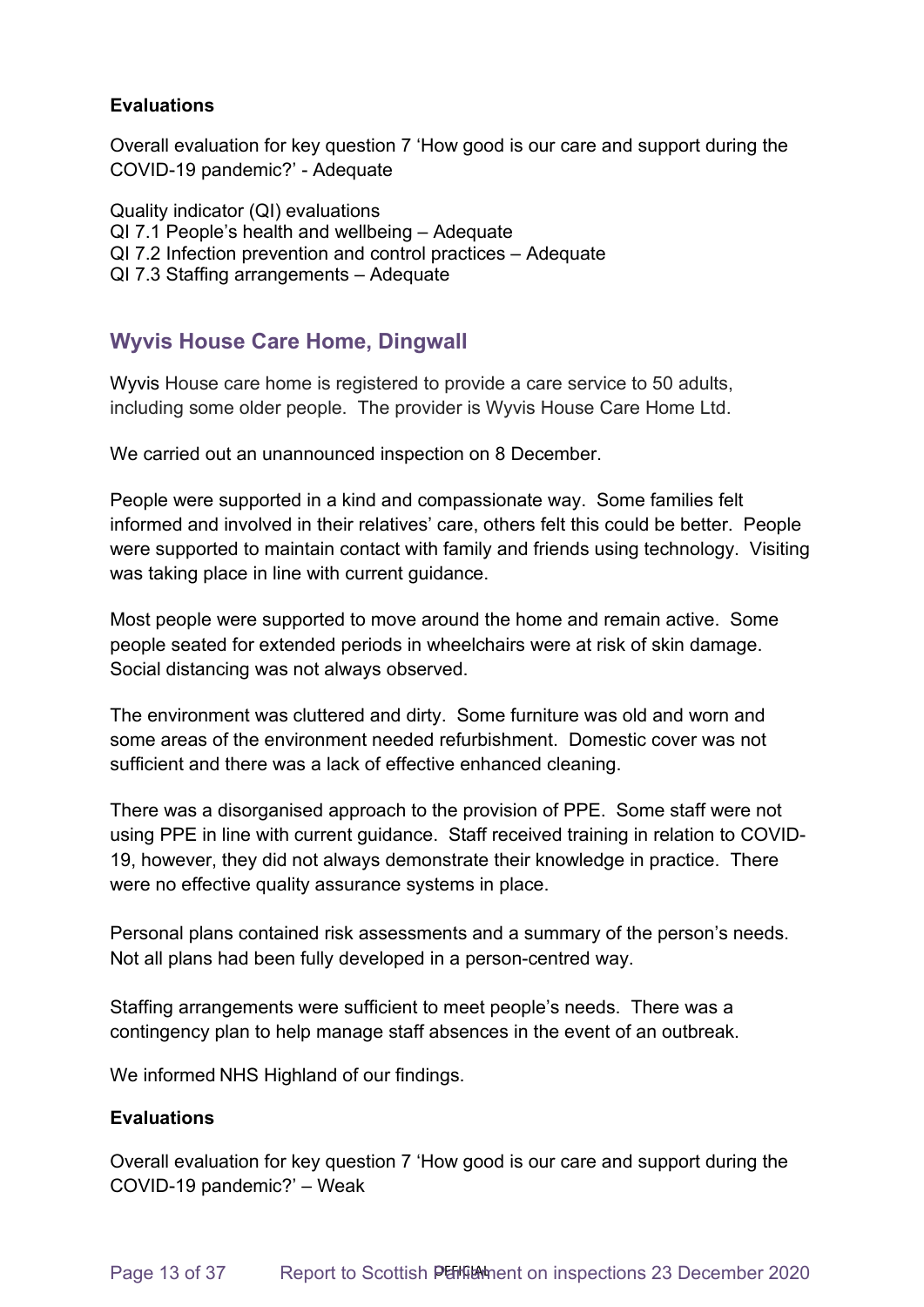**Evaluations**

Overall evaluation for key question 7 'How good is our care and support during the COVID-19 pandemic?' - Adequate

Quality indicator (QI) evaluations
QI 7.1 People's health and wellbeing – Adequate
QI 7.2 Infection prevention and control practices – Adequate
QI 7.3 Staffing arrangements – Adequate

## Wyvis House Care Home, Dingwall

Wyvis House care home is registered to provide a care service to 50 adults, including some older people. The provider is Wyvis House Care Home Ltd.

We carried out an unannounced inspection on 8 December.

People were supported in a kind and compassionate way. Some families felt informed and involved in their relatives' care, others felt this could be better. People were supported to maintain contact with family and friends using technology. Visiting was taking place in line with current guidance.

Most people were supported to move around the home and remain active. Some people seated for extended periods in wheelchairs were at risk of skin damage. Social distancing was not always observed.

The environment was cluttered and dirty. Some furniture was old and worn and some areas of the environment needed refurbishment. Domestic cover was not sufficient and there was a lack of effective enhanced cleaning.

There was a disorganised approach to the provision of PPE. Some staff were not using PPE in line with current guidance. Staff received training in relation to COVID-19, however, they did not always demonstrate their knowledge in practice. There were no effective quality assurance systems in place.

Personal plans contained risk assessments and a summary of the person's needs. Not all plans had been fully developed in a person-centred way.

Staffing arrangements were sufficient to meet people's needs. There was a contingency plan to help manage staff absences in the event of an outbreak.

We informed NHS Highland of our findings.

**Evaluations**

Overall evaluation for key question 7 'How good is our care and support during the COVID-19 pandemic?' – Weak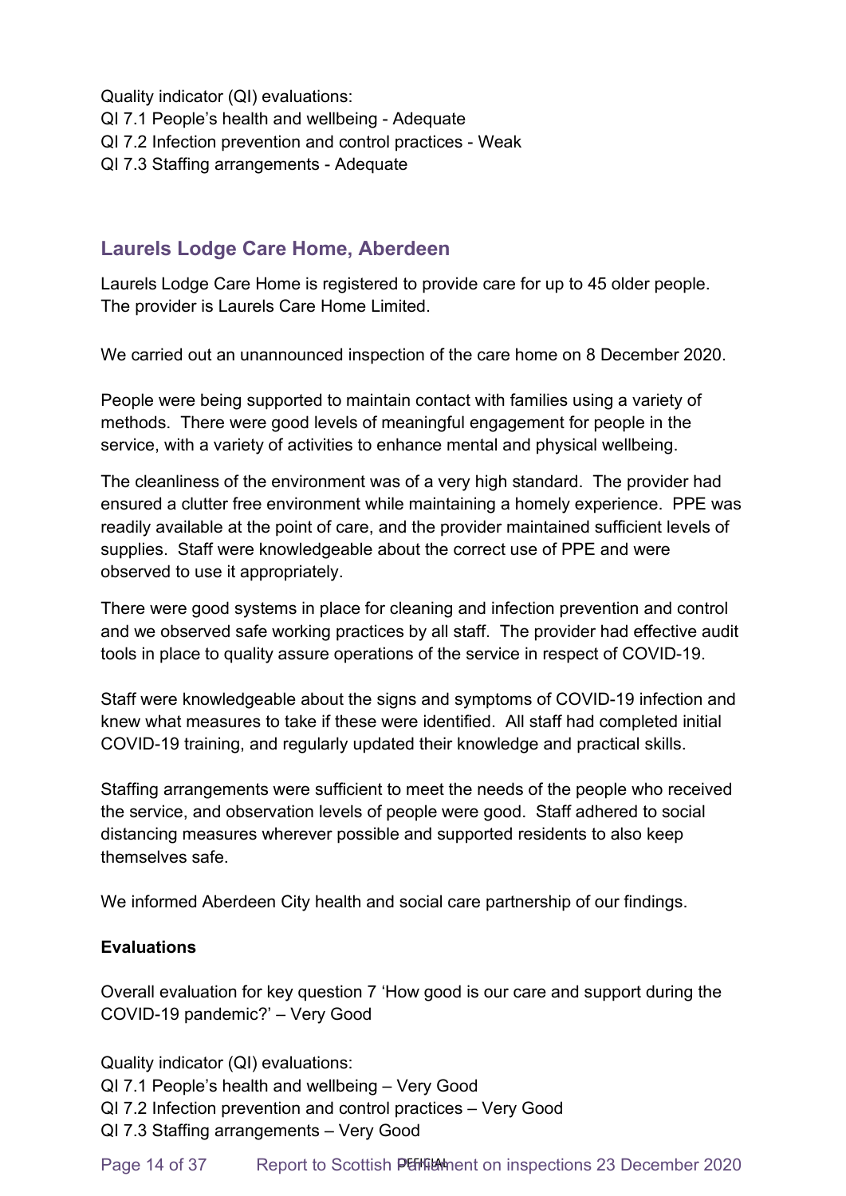Quality indicator (QI) evaluations:
QI 7.1 People's health and wellbeing - Adequate
QI 7.2 Infection prevention and control practices - Weak
QI 7.3 Staffing arrangements - Adequate

## Laurels Lodge Care Home, Aberdeen

Laurels Lodge Care Home is registered to provide care for up to 45 older people. The provider is Laurels Care Home Limited.

We carried out an unannounced inspection of the care home on 8 December 2020.

People were being supported to maintain contact with families using a variety of methods. There were good levels of meaningful engagement for people in the service, with a variety of activities to enhance mental and physical wellbeing.

The cleanliness of the environment was of a very high standard. The provider had ensured a clutter free environment while maintaining a homely experience. PPE was readily available at the point of care, and the provider maintained sufficient levels of supplies. Staff were knowledgeable about the correct use of PPE and were observed to use it appropriately.

There were good systems in place for cleaning and infection prevention and control and we observed safe working practices by all staff. The provider had effective audit tools in place to quality assure operations of the service in respect of COVID-19.

Staff were knowledgeable about the signs and symptoms of COVID-19 infection and knew what measures to take if these were identified. All staff had completed initial COVID-19 training, and regularly updated their knowledge and practical skills.

Staffing arrangements were sufficient to meet the needs of the people who received the service, and observation levels of people were good. Staff adhered to social distancing measures wherever possible and supported residents to also keep themselves safe.

We informed Aberdeen City health and social care partnership of our findings.

**Evaluations**

Overall evaluation for key question 7 'How good is our care and support during the COVID-19 pandemic?' – Very Good

Quality indicator (QI) evaluations:
QI 7.1 People's health and wellbeing – Very Good
QI 7.2 Infection prevention and control practices – Very Good
QI 7.3 Staffing arrangements – Very Good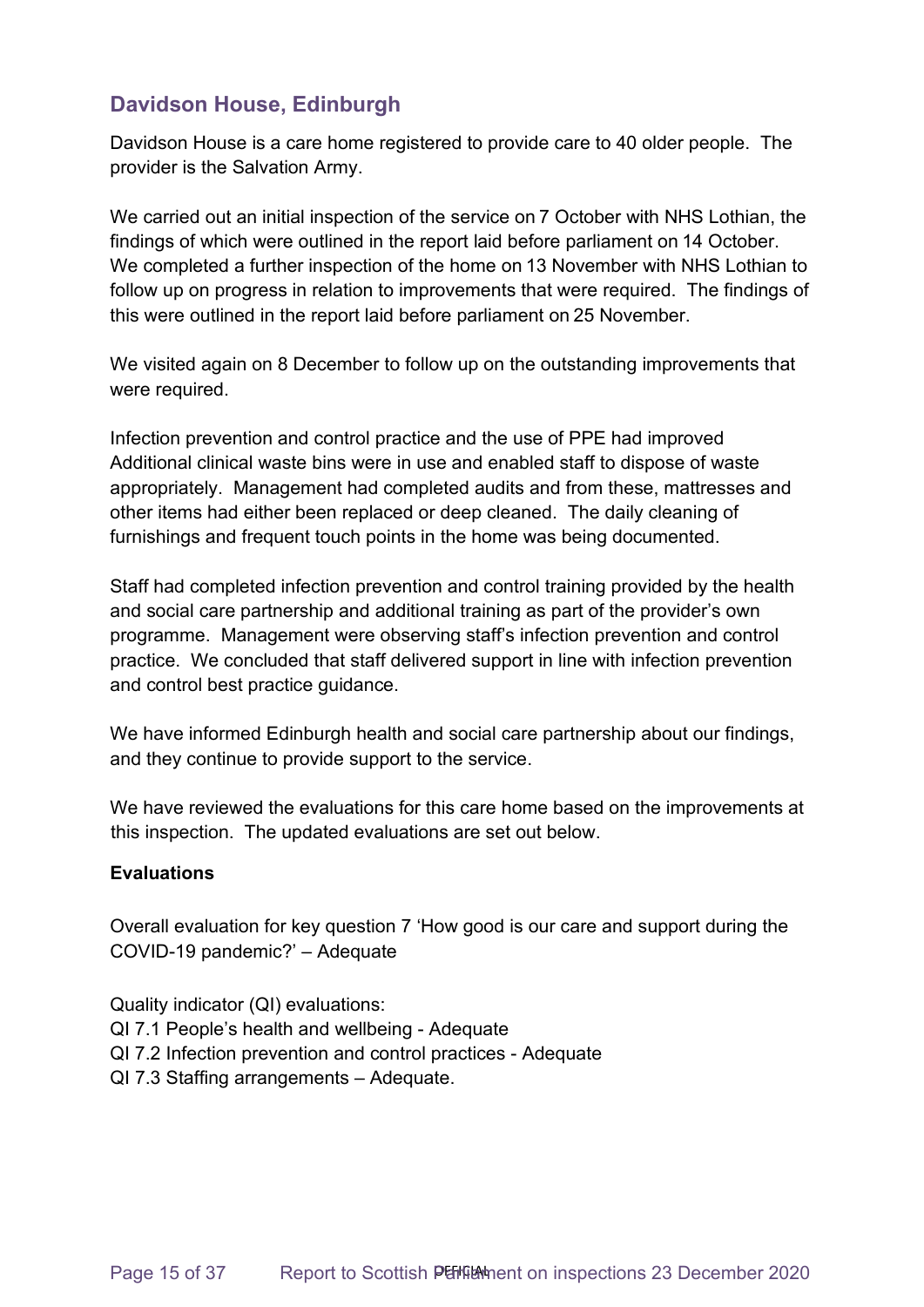## Davidson House, Edinburgh

Davidson House is a care home registered to provide care to 40 older people. The provider is the Salvation Army.

We carried out an initial inspection of the service on 7 October with NHS Lothian, the findings of which were outlined in the report laid before parliament on 14 October. We completed a further inspection of the home on 13 November with NHS Lothian to follow up on progress in relation to improvements that were required. The findings of this were outlined in the report laid before parliament on 25 November.

We visited again on 8 December to follow up on the outstanding improvements that were required.

Infection prevention and control practice and the use of PPE had improved Additional clinical waste bins were in use and enabled staff to dispose of waste appropriately. Management had completed audits and from these, mattresses and other items had either been replaced or deep cleaned. The daily cleaning of furnishings and frequent touch points in the home was being documented.

Staff had completed infection prevention and control training provided by the health and social care partnership and additional training as part of the provider's own programme. Management were observing staff's infection prevention and control practice. We concluded that staff delivered support in line with infection prevention and control best practice guidance.

We have informed Edinburgh health and social care partnership about our findings, and they continue to provide support to the service.

We have reviewed the evaluations for this care home based on the improvements at this inspection. The updated evaluations are set out below.

**Evaluations**

Overall evaluation for key question 7 'How good is our care and support during the COVID-19 pandemic?' – Adequate

Quality indicator (QI) evaluations:
QI 7.1 People's health and wellbeing - Adequate
QI 7.2 Infection prevention and control practices - Adequate
QI 7.3 Staffing arrangements – Adequate.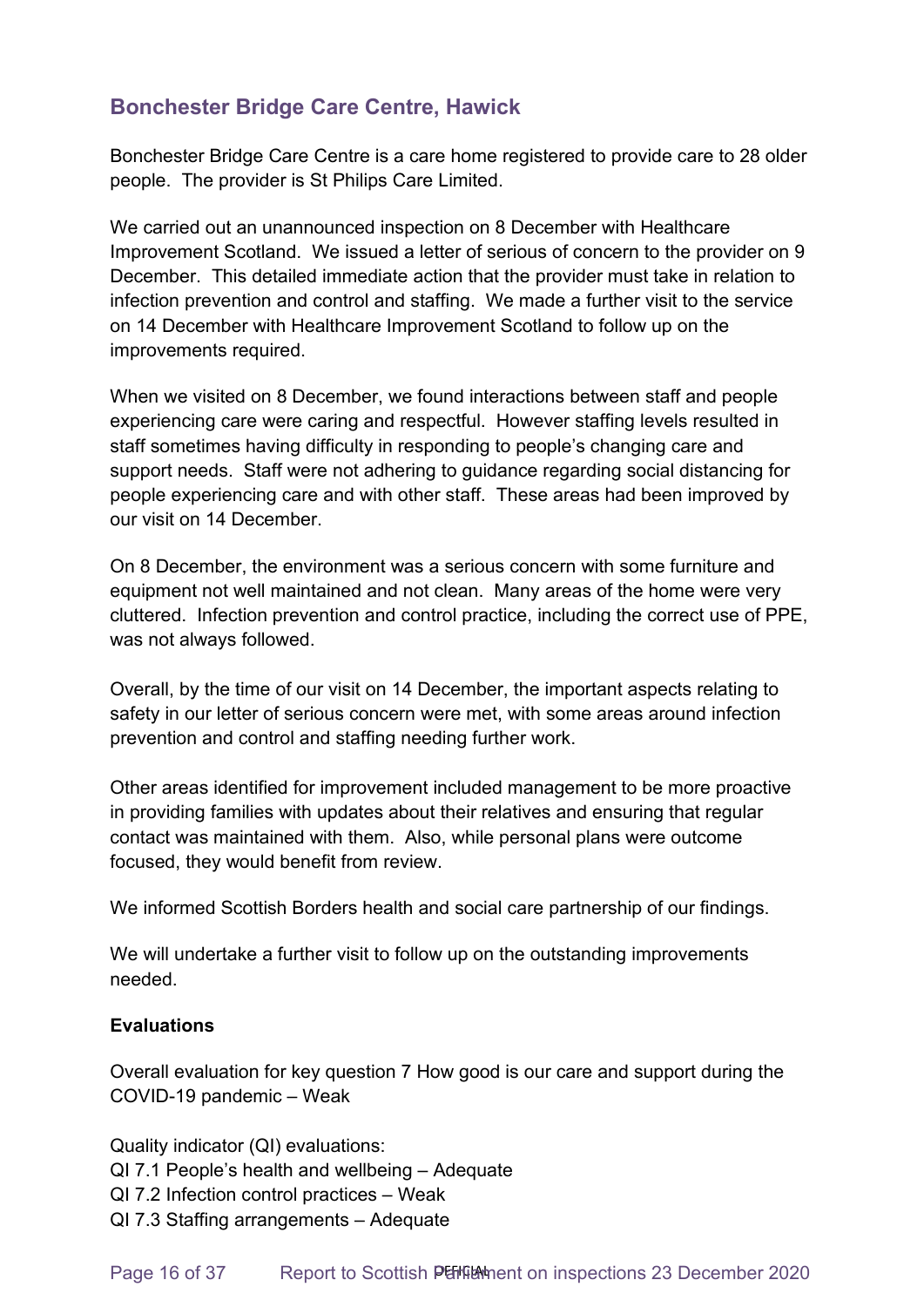## Bonchester Bridge Care Centre, Hawick

Bonchester Bridge Care Centre is a care home registered to provide care to 28 older people. The provider is St Philips Care Limited.

We carried out an unannounced inspection on 8 December with Healthcare Improvement Scotland. We issued a letter of serious of concern to the provider on 9 December. This detailed immediate action that the provider must take in relation to infection prevention and control and staffing. We made a further visit to the service on 14 December with Healthcare Improvement Scotland to follow up on the improvements required.

When we visited on 8 December, we found interactions between staff and people experiencing care were caring and respectful. However staffing levels resulted in staff sometimes having difficulty in responding to people's changing care and support needs. Staff were not adhering to guidance regarding social distancing for people experiencing care and with other staff. These areas had been improved by our visit on 14 December.

On 8 December, the environment was a serious concern with some furniture and equipment not well maintained and not clean. Many areas of the home were very cluttered. Infection prevention and control practice, including the correct use of PPE, was not always followed.

Overall, by the time of our visit on 14 December, the important aspects relating to safety in our letter of serious concern were met, with some areas around infection prevention and control and staffing needing further work.

Other areas identified for improvement included management to be more proactive in providing families with updates about their relatives and ensuring that regular contact was maintained with them. Also, while personal plans were outcome focused, they would benefit from review.

We informed Scottish Borders health and social care partnership of our findings.

We will undertake a further visit to follow up on the outstanding improvements needed.

**Evaluations**

Overall evaluation for key question 7 How good is our care and support during the COVID-19 pandemic – Weak

Quality indicator (QI) evaluations:
QI 7.1 People's health and wellbeing – Adequate
QI 7.2 Infection control practices – Weak
QI 7.3 Staffing arrangements – Adequate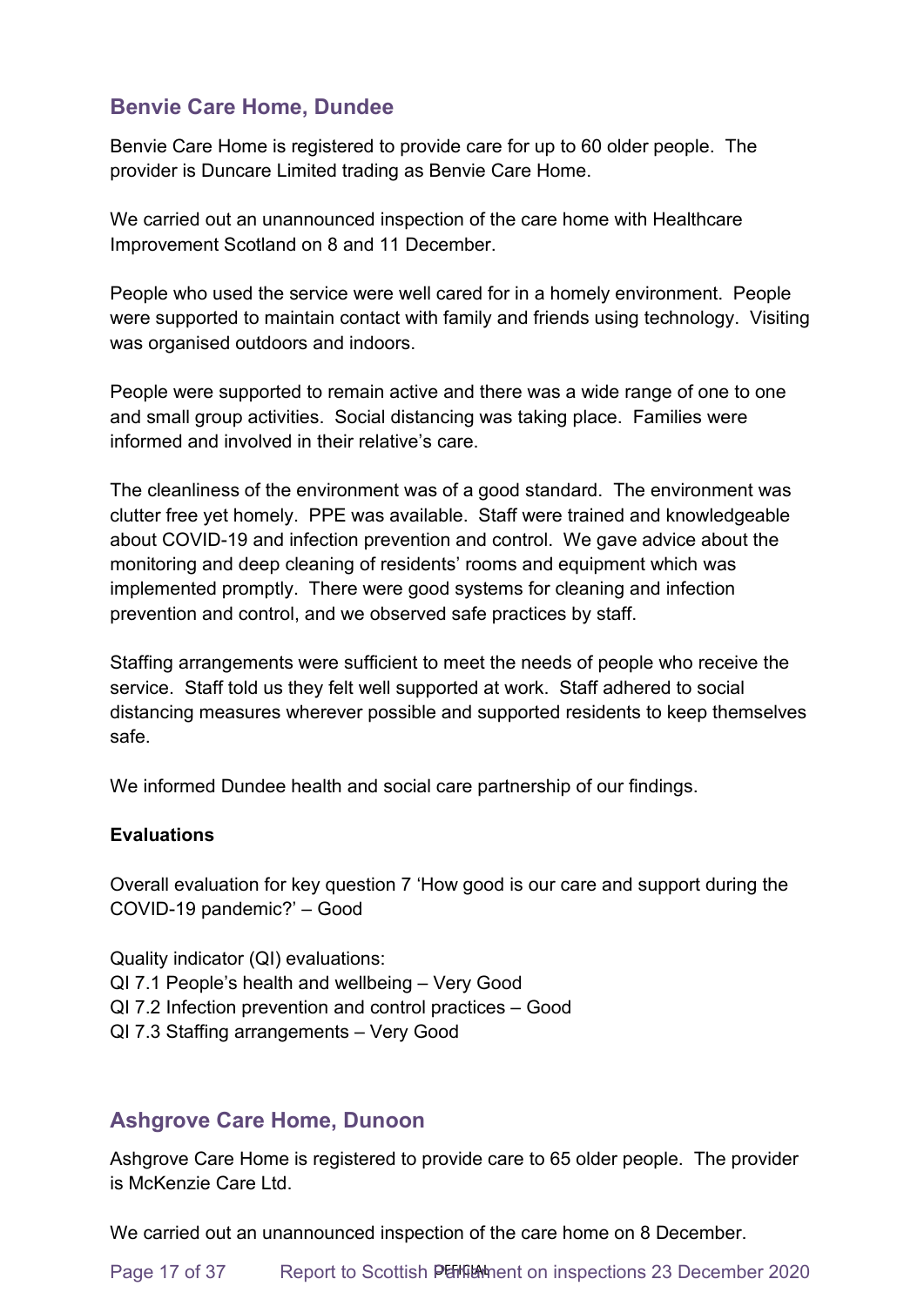## Benvie Care Home, Dundee

Benvie Care Home is registered to provide care for up to 60 older people. The provider is Duncare Limited trading as Benvie Care Home.

We carried out an unannounced inspection of the care home with Healthcare Improvement Scotland on 8 and 11 December.

People who used the service were well cared for in a homely environment. People were supported to maintain contact with family and friends using technology. Visiting was organised outdoors and indoors.

People were supported to remain active and there was a wide range of one to one and small group activities. Social distancing was taking place. Families were informed and involved in their relative's care.

The cleanliness of the environment was of a good standard. The environment was clutter free yet homely. PPE was available. Staff were trained and knowledgeable about COVID-19 and infection prevention and control. We gave advice about the monitoring and deep cleaning of residents' rooms and equipment which was implemented promptly. There were good systems for cleaning and infection prevention and control, and we observed safe practices by staff.

Staffing arrangements were sufficient to meet the needs of people who receive the service. Staff told us they felt well supported at work. Staff adhered to social distancing measures wherever possible and supported residents to keep themselves safe.

We informed Dundee health and social care partnership of our findings.

**Evaluations**

Overall evaluation for key question 7 'How good is our care and support during the COVID-19 pandemic?' – Good

Quality indicator (QI) evaluations:
QI 7.1 People's health and wellbeing – Very Good
QI 7.2 Infection prevention and control practices – Good
QI 7.3 Staffing arrangements – Very Good

## Ashgrove Care Home, Dunoon

Ashgrove Care Home is registered to provide care to 65 older people. The provider is McKenzie Care Ltd.

We carried out an unannounced inspection of the care home on 8 December.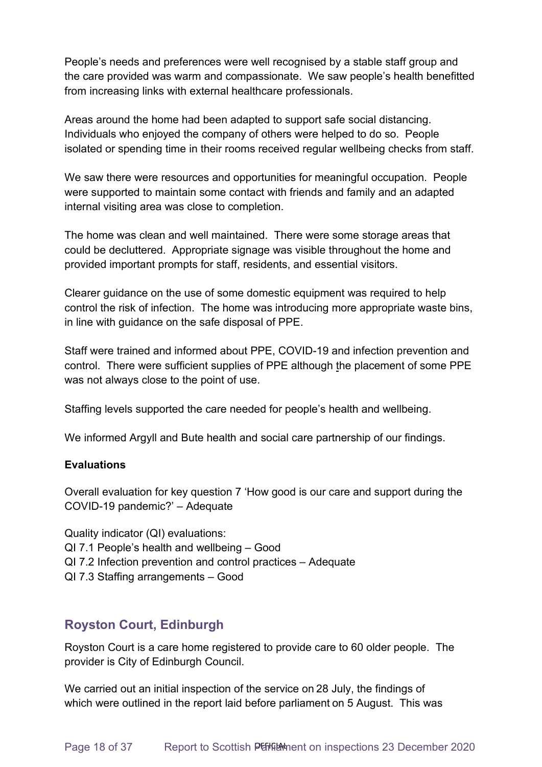People's needs and preferences were well recognised by a stable staff group and the care provided was warm and compassionate. We saw people's health benefitted from increasing links with external healthcare professionals.

Areas around the home had been adapted to support safe social distancing. Individuals who enjoyed the company of others were helped to do so. People isolated or spending time in their rooms received regular wellbeing checks from staff.

We saw there were resources and opportunities for meaningful occupation. People were supported to maintain some contact with friends and family and an adapted internal visiting area was close to completion.

The home was clean and well maintained. There were some storage areas that could be decluttered. Appropriate signage was visible throughout the home and provided important prompts for staff, residents, and essential visitors.

Clearer guidance on the use of some domestic equipment was required to help control the risk of infection. The home was introducing more appropriate waste bins, in line with guidance on the safe disposal of PPE.

Staff were trained and informed about PPE, COVID-19 and infection prevention and control. There were sufficient supplies of PPE although the placement of some PPE was not always close to the point of use.

Staffing levels supported the care needed for people's health and wellbeing.

We informed Argyll and Bute health and social care partnership of our findings.

**Evaluations**

Overall evaluation for key question 7 'How good is our care and support during the COVID-19 pandemic?' – Adequate

Quality indicator (QI) evaluations:
QI 7.1 People's health and wellbeing – Good
QI 7.2 Infection prevention and control practices – Adequate
QI 7.3 Staffing arrangements – Good

## Royston Court, Edinburgh

Royston Court is a care home registered to provide care to 60 older people. The provider is City of Edinburgh Council.

We carried out an initial inspection of the service on 28 July, the findings of which were outlined in the report laid before parliament on 5 August. This was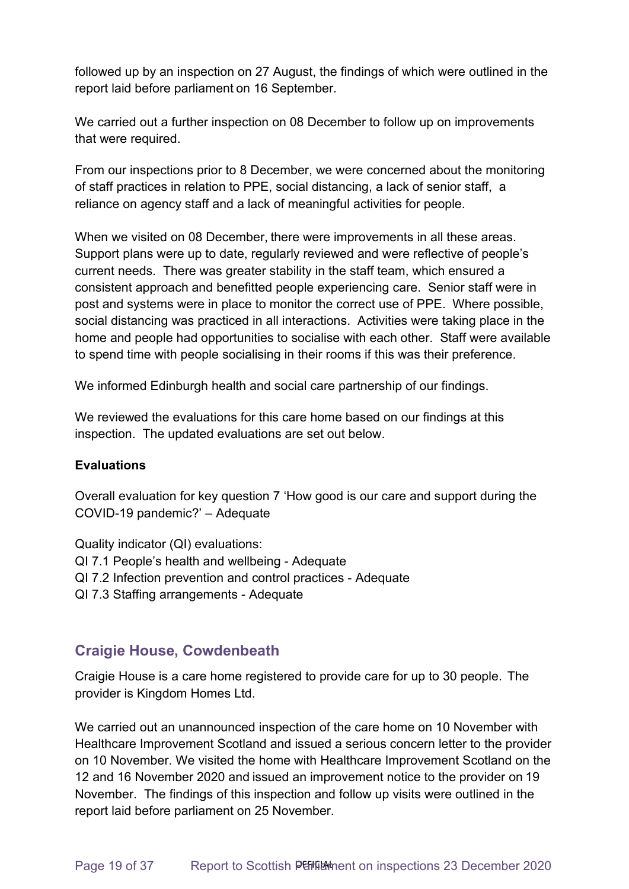followed up by an inspection on 27 August, the findings of which were outlined in the report laid before parliament on 16 September.

We carried out a further inspection on 08 December to follow up on improvements that were required.

From our inspections prior to 8 December, we were concerned about the monitoring of staff practices in relation to PPE, social distancing, a lack of senior staff, a reliance on agency staff and a lack of meaningful activities for people.

When we visited on 08 December, there were improvements in all these areas. Support plans were up to date, regularly reviewed and were reflective of people's current needs. There was greater stability in the staff team, which ensured a consistent approach and benefitted people experiencing care. Senior staff were in post and systems were in place to monitor the correct use of PPE. Where possible, social distancing was practiced in all interactions. Activities were taking place in the home and people had opportunities to socialise with each other. Staff were available to spend time with people socialising in their rooms if this was their preference.

We informed Edinburgh health and social care partnership of our findings.

We reviewed the evaluations for this care home based on our findings at this inspection. The updated evaluations are set out below.

**Evaluations**

Overall evaluation for key question 7 'How good is our care and support during the COVID-19 pandemic?' – Adequate

Quality indicator (QI) evaluations:
QI 7.1 People's health and wellbeing - Adequate
QI 7.2 Infection prevention and control practices - Adequate
QI 7.3 Staffing arrangements - Adequate

## Craigie House, Cowdenbeath

Craigie House is a care home registered to provide care for up to 30 people. The provider is Kingdom Homes Ltd.

We carried out an unannounced inspection of the care home on 10 November with Healthcare Improvement Scotland and issued a serious concern letter to the provider on 10 November. We visited the home with Healthcare Improvement Scotland on the 12 and 16 November 2020 and issued an improvement notice to the provider on 19 November. The findings of this inspection and follow up visits were outlined in the report laid before parliament on 25 November.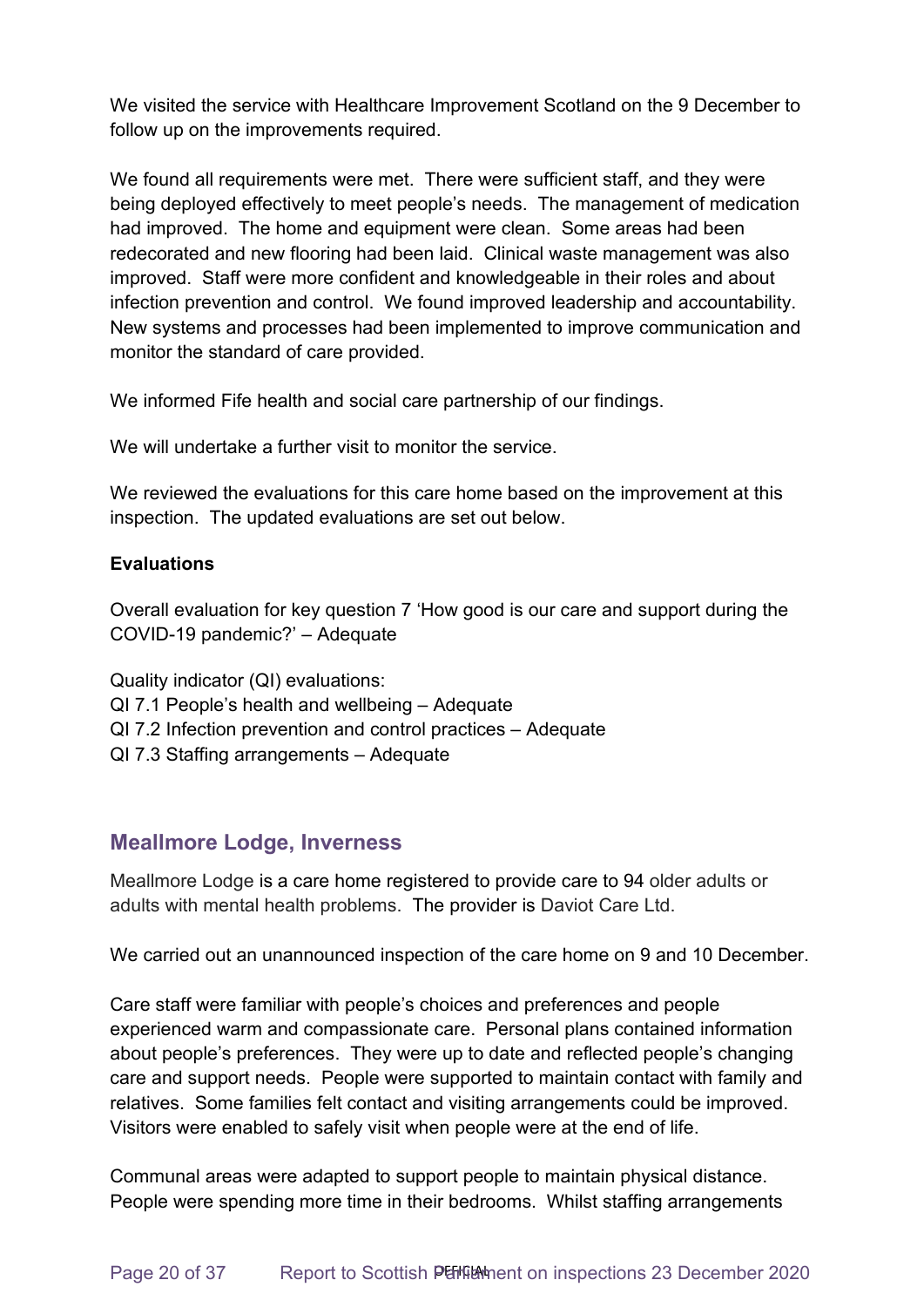We visited the service with Healthcare Improvement Scotland on the 9 December to follow up on the improvements required.

We found all requirements were met. There were sufficient staff, and they were being deployed effectively to meet people's needs. The management of medication had improved. The home and equipment were clean. Some areas had been redecorated and new flooring had been laid. Clinical waste management was also improved. Staff were more confident and knowledgeable in their roles and about infection prevention and control. We found improved leadership and accountability. New systems and processes had been implemented to improve communication and monitor the standard of care provided.

We informed Fife health and social care partnership of our findings.

We will undertake a further visit to monitor the service.

We reviewed the evaluations for this care home based on the improvement at this inspection. The updated evaluations are set out below.

**Evaluations**

Overall evaluation for key question 7 'How good is our care and support during the COVID-19 pandemic?' – Adequate

Quality indicator (QI) evaluations:
QI 7.1 People's health and wellbeing – Adequate
QI 7.2 Infection prevention and control practices – Adequate
QI 7.3 Staffing arrangements – Adequate

## Meallmore Lodge, Inverness

Meallmore Lodge is a care home registered to provide care to 94 older adults or adults with mental health problems. The provider is Daviot Care Ltd.

We carried out an unannounced inspection of the care home on 9 and 10 December.

Care staff were familiar with people's choices and preferences and people experienced warm and compassionate care. Personal plans contained information about people's preferences. They were up to date and reflected people's changing care and support needs. People were supported to maintain contact with family and relatives. Some families felt contact and visiting arrangements could be improved. Visitors were enabled to safely visit when people were at the end of life.

Communal areas were adapted to support people to maintain physical distance. People were spending more time in their bedrooms. Whilst staffing arrangements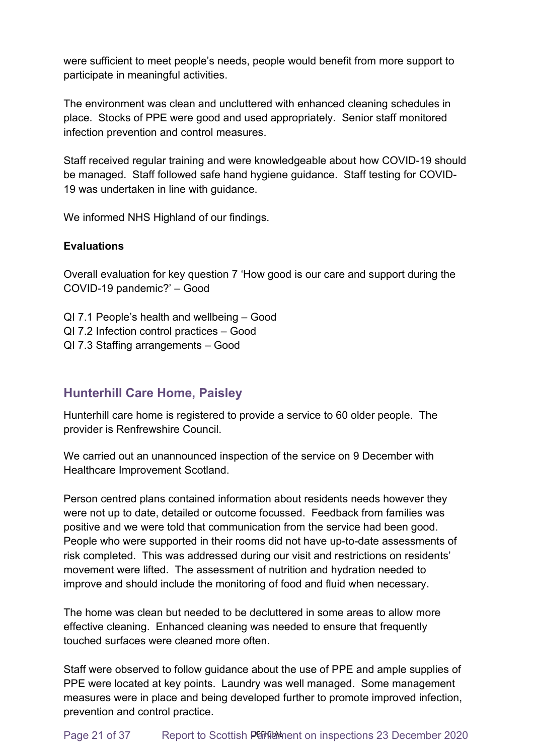were sufficient to meet people's needs, people would benefit from more support to participate in meaningful activities.

The environment was clean and uncluttered with enhanced cleaning schedules in place. Stocks of PPE were good and used appropriately. Senior staff monitored infection prevention and control measures.

Staff received regular training and were knowledgeable about how COVID-19 should be managed. Staff followed safe hand hygiene guidance. Staff testing for COVID-19 was undertaken in line with guidance.

We informed NHS Highland of our findings.

**Evaluations**

Overall evaluation for key question 7 'How good is our care and support during the COVID-19 pandemic?' – Good

QI 7.1 People's health and wellbeing – Good
QI 7.2 Infection control practices – Good
QI 7.3 Staffing arrangements – Good

## Hunterhill Care Home, Paisley

Hunterhill care home is registered to provide a service to 60 older people. The provider is Renfrewshire Council.

We carried out an unannounced inspection of the service on 9 December with Healthcare Improvement Scotland.

Person centred plans contained information about residents needs however they were not up to date, detailed or outcome focussed. Feedback from families was positive and we were told that communication from the service had been good. People who were supported in their rooms did not have up-to-date assessments of risk completed. This was addressed during our visit and restrictions on residents' movement were lifted. The assessment of nutrition and hydration needed to improve and should include the monitoring of food and fluid when necessary.

The home was clean but needed to be decluttered in some areas to allow more effective cleaning. Enhanced cleaning was needed to ensure that frequently touched surfaces were cleaned more often.

Staff were observed to follow guidance about the use of PPE and ample supplies of PPE were located at key points. Laundry was well managed. Some management measures were in place and being developed further to promote improved infection, prevention and control practice.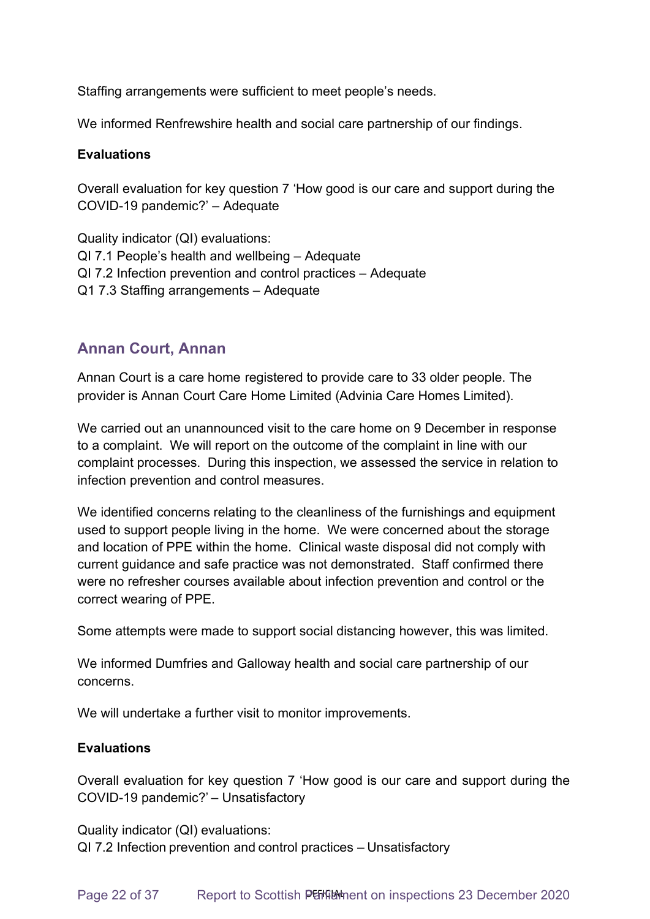Staffing arrangements were sufficient to meet people's needs.

We informed Renfrewshire health and social care partnership of our findings.

**Evaluations**

Overall evaluation for key question 7 'How good is our care and support during the COVID-19 pandemic?' – Adequate

Quality indicator (QI) evaluations:
QI 7.1 People's health and wellbeing – Adequate
QI 7.2 Infection prevention and control practices – Adequate
Q1 7.3 Staffing arrangements – Adequate

## Annan Court, Annan

Annan Court is a care home registered to provide care to 33 older people. The provider is Annan Court Care Home Limited (Advinia Care Homes Limited).

We carried out an unannounced visit to the care home on 9 December in response to a complaint. We will report on the outcome of the complaint in line with our complaint processes. During this inspection, we assessed the service in relation to infection prevention and control measures.

We identified concerns relating to the cleanliness of the furnishings and equipment used to support people living in the home. We were concerned about the storage and location of PPE within the home. Clinical waste disposal did not comply with current guidance and safe practice was not demonstrated. Staff confirmed there were no refresher courses available about infection prevention and control or the correct wearing of PPE.

Some attempts were made to support social distancing however, this was limited.

We informed Dumfries and Galloway health and social care partnership of our concerns.

We will undertake a further visit to monitor improvements.

**Evaluations**

Overall evaluation for key question 7 'How good is our care and support during the COVID-19 pandemic?' – Unsatisfactory

Quality indicator (QI) evaluations:
QI 7.2 Infection prevention and control practices – Unsatisfactory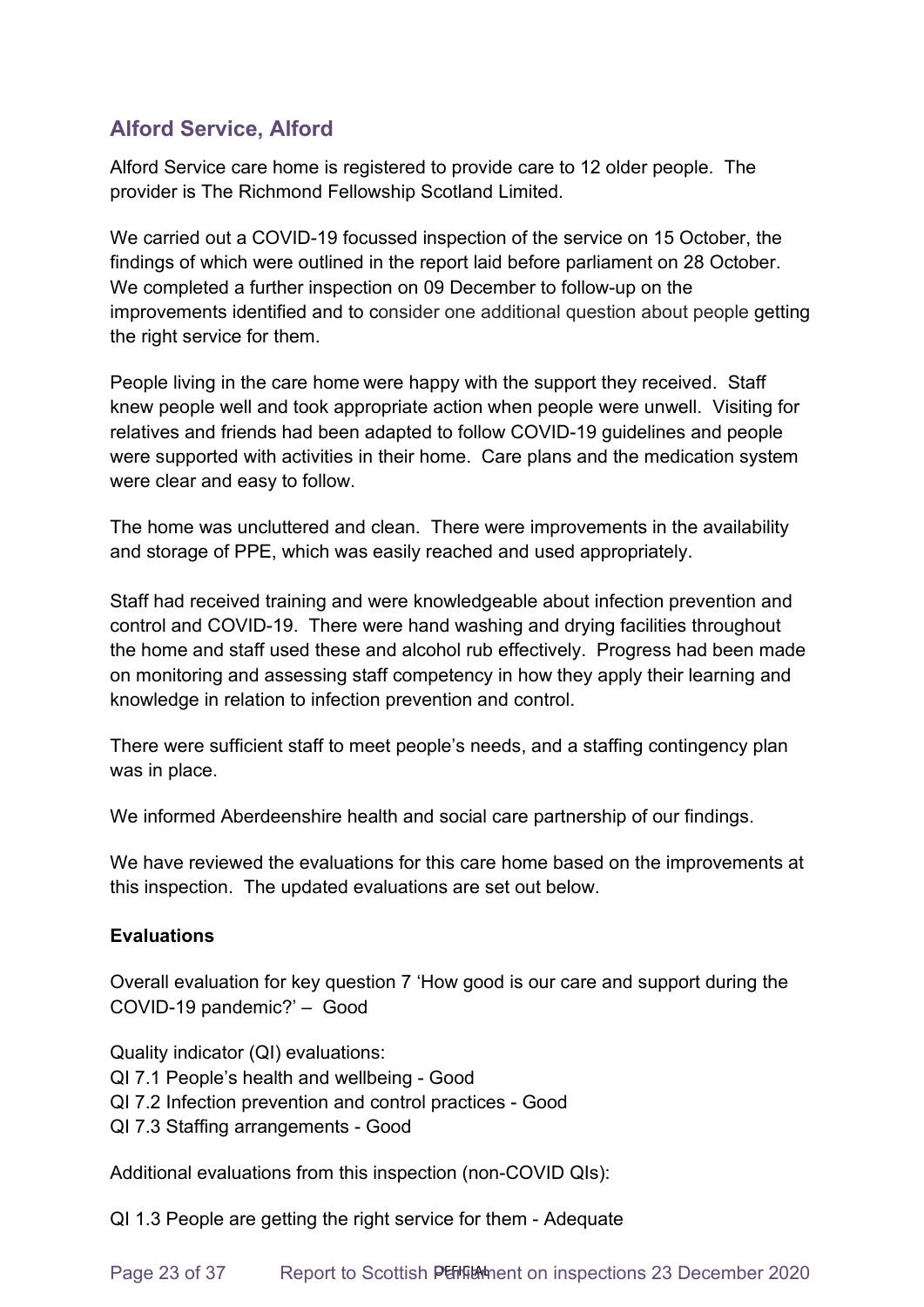## Alford Service, Alford

Alford Service care home is registered to provide care to 12 older people. The provider is The Richmond Fellowship Scotland Limited.

We carried out a COVID-19 focussed inspection of the service on 15 October, the findings of which were outlined in the report laid before parliament on 28 October. We completed a further inspection on 09 December to follow-up on the improvements identified and to consider one additional question about people getting the right service for them.

People living in the care home were happy with the support they received. Staff knew people well and took appropriate action when people were unwell. Visiting for relatives and friends had been adapted to follow COVID-19 guidelines and people were supported with activities in their home. Care plans and the medication system were clear and easy to follow.

The home was uncluttered and clean. There were improvements in the availability and storage of PPE, which was easily reached and used appropriately.

Staff had received training and were knowledgeable about infection prevention and control and COVID-19. There were hand washing and drying facilities throughout the home and staff used these and alcohol rub effectively. Progress had been made on monitoring and assessing staff competency in how they apply their learning and knowledge in relation to infection prevention and control.

There were sufficient staff to meet people's needs, and a staffing contingency plan was in place.

We informed Aberdeenshire health and social care partnership of our findings.

We have reviewed the evaluations for this care home based on the improvements at this inspection. The updated evaluations are set out below.

**Evaluations**

Overall evaluation for key question 7 'How good is our care and support during the COVID-19 pandemic?' – Good

Quality indicator (QI) evaluations:
QI 7.1 People's health and wellbeing - Good
QI 7.2 Infection prevention and control practices - Good
QI 7.3 Staffing arrangements - Good

Additional evaluations from this inspection (non-COVID QIs):

QI 1.3 People are getting the right service for them - Adequate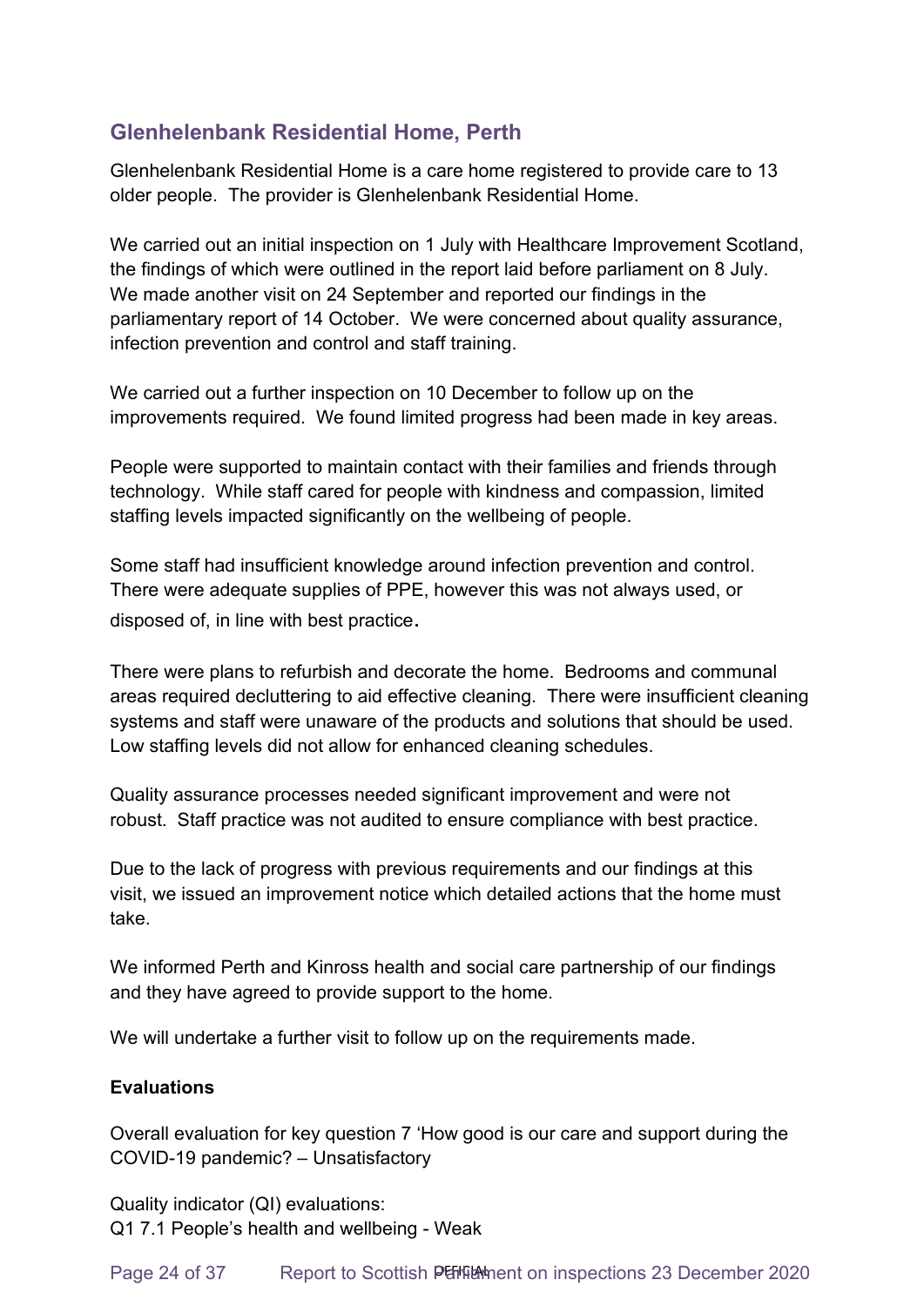## Glenhelenbank Residential Home, Perth

Glenhelenbank Residential Home is a care home registered to provide care to 13 older people. The provider is Glenhelenbank Residential Home.

We carried out an initial inspection on 1 July with Healthcare Improvement Scotland, the findings of which were outlined in the report laid before parliament on 8 July. We made another visit on 24 September and reported our findings in the parliamentary report of 14 October. We were concerned about quality assurance, infection prevention and control and staff training.

We carried out a further inspection on 10 December to follow up on the improvements required. We found limited progress had been made in key areas.

People were supported to maintain contact with their families and friends through technology. While staff cared for people with kindness and compassion, limited staffing levels impacted significantly on the wellbeing of people.

Some staff had insufficient knowledge around infection prevention and control. There were adequate supplies of PPE, however this was not always used, or disposed of, in line with best practice.

There were plans to refurbish and decorate the home. Bedrooms and communal areas required decluttering to aid effective cleaning. There were insufficient cleaning systems and staff were unaware of the products and solutions that should be used. Low staffing levels did not allow for enhanced cleaning schedules.

Quality assurance processes needed significant improvement and were not robust. Staff practice was not audited to ensure compliance with best practice.

Due to the lack of progress with previous requirements and our findings at this visit, we issued an improvement notice which detailed actions that the home must take.

We informed Perth and Kinross health and social care partnership of our findings and they have agreed to provide support to the home.

We will undertake a further visit to follow up on the requirements made.

**Evaluations**

Overall evaluation for key question 7 'How good is our care and support during the COVID-19 pandemic? – Unsatisfactory

Quality indicator (QI) evaluations:
Q1 7.1 People's health and wellbeing - Weak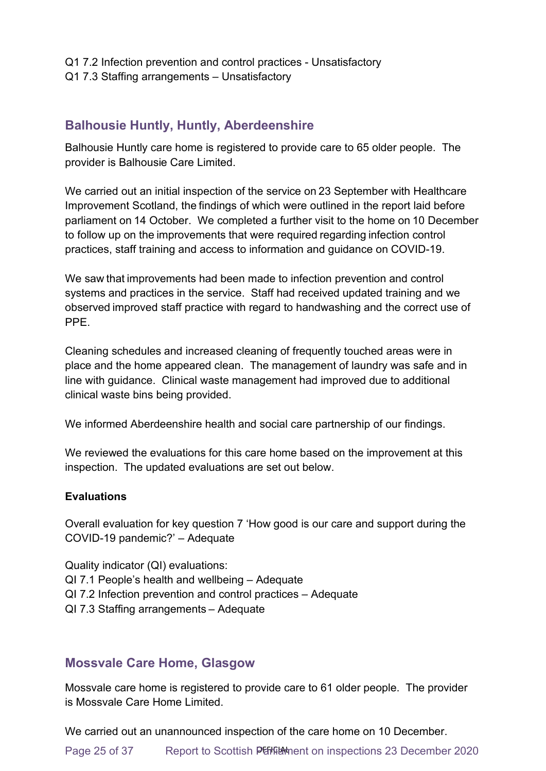Q1 7.2 Infection prevention and control practices - Unsatisfactory
Q1 7.3 Staffing arrangements – Unsatisfactory

## Balhousie Huntly, Huntly, Aberdeenshire

Balhousie Huntly care home is registered to provide care to 65 older people. The provider is Balhousie Care Limited.

We carried out an initial inspection of the service on 23 September with Healthcare Improvement Scotland, the findings of which were outlined in the report laid before parliament on 14 October. We completed a further visit to the home on 10 December to follow up on the improvements that were required regarding infection control practices, staff training and access to information and guidance on COVID-19.

We saw that improvements had been made to infection prevention and control systems and practices in the service. Staff had received updated training and we observed improved staff practice with regard to handwashing and the correct use of PPE.

Cleaning schedules and increased cleaning of frequently touched areas were in place and the home appeared clean. The management of laundry was safe and in line with guidance. Clinical waste management had improved due to additional clinical waste bins being provided.

We informed Aberdeenshire health and social care partnership of our findings.

We reviewed the evaluations for this care home based on the improvement at this inspection. The updated evaluations are set out below.

**Evaluations**

Overall evaluation for key question 7 'How good is our care and support during the COVID-19 pandemic?' – Adequate

Quality indicator (QI) evaluations:
QI 7.1 People's health and wellbeing – Adequate
QI 7.2 Infection prevention and control practices – Adequate
QI 7.3 Staffing arrangements – Adequate

## Mossvale Care Home, Glasgow

Mossvale care home is registered to provide care to 61 older people. The provider is Mossvale Care Home Limited.

We carried out an unannounced inspection of the care home on 10 December.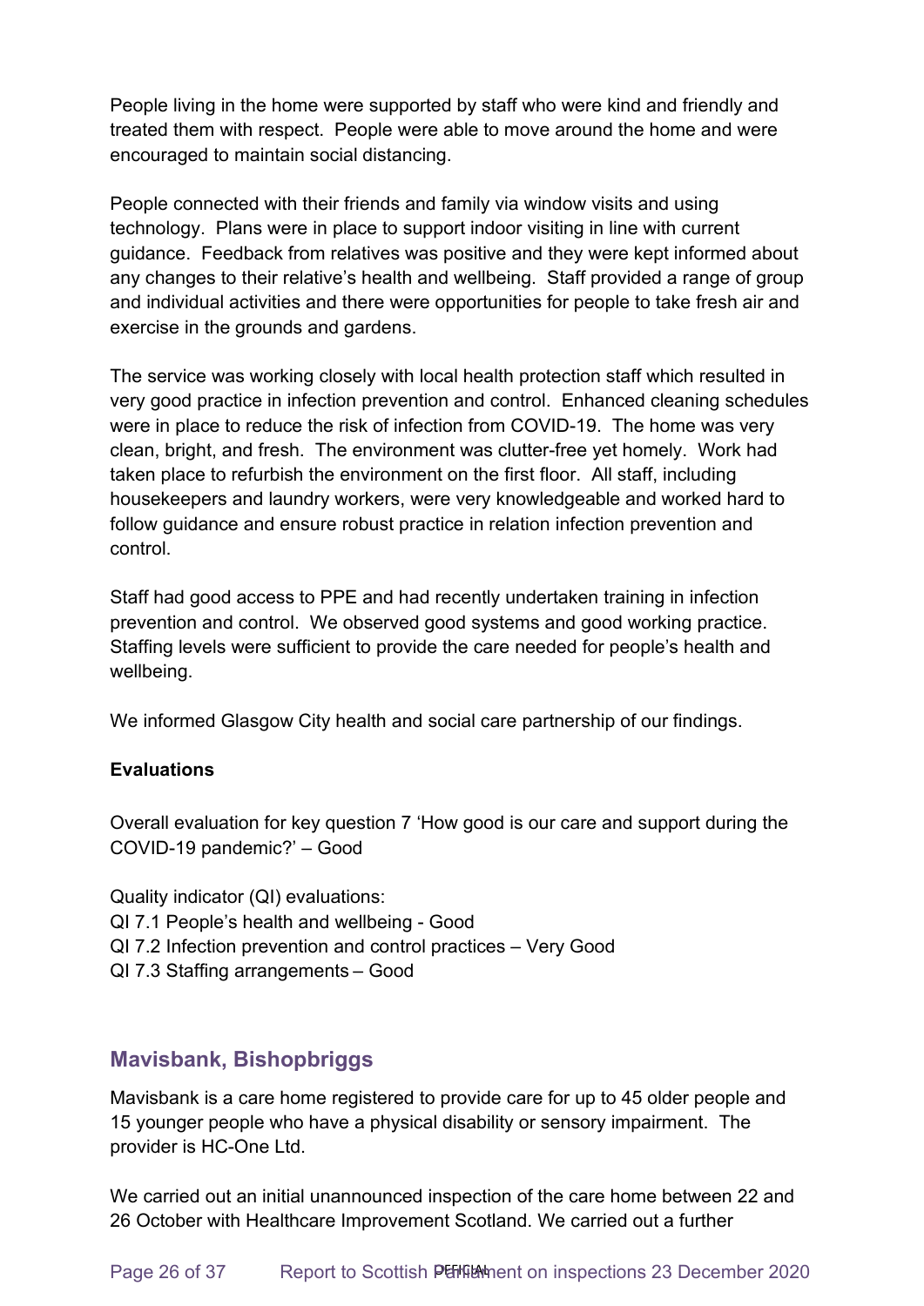People living in the home were supported by staff who were kind and friendly and treated them with respect. People were able to move around the home and were encouraged to maintain social distancing.

People connected with their friends and family via window visits and using technology. Plans were in place to support indoor visiting in line with current guidance. Feedback from relatives was positive and they were kept informed about any changes to their relative's health and wellbeing. Staff provided a range of group and individual activities and there were opportunities for people to take fresh air and exercise in the grounds and gardens.

The service was working closely with local health protection staff which resulted in very good practice in infection prevention and control. Enhanced cleaning schedules were in place to reduce the risk of infection from COVID-19. The home was very clean, bright, and fresh. The environment was clutter-free yet homely. Work had taken place to refurbish the environment on the first floor. All staff, including housekeepers and laundry workers, were very knowledgeable and worked hard to follow guidance and ensure robust practice in relation infection prevention and control.

Staff had good access to PPE and had recently undertaken training in infection prevention and control. We observed good systems and good working practice. Staffing levels were sufficient to provide the care needed for people's health and wellbeing.

We informed Glasgow City health and social care partnership of our findings.

**Evaluations**

Overall evaluation for key question 7 'How good is our care and support during the COVID-19 pandemic?' – Good

Quality indicator (QI) evaluations:
QI 7.1 People's health and wellbeing - Good
QI 7.2 Infection prevention and control practices – Very Good
QI 7.3 Staffing arrangements – Good

## Mavisbank, Bishopbriggs

Mavisbank is a care home registered to provide care for up to 45 older people and 15 younger people who have a physical disability or sensory impairment. The provider is HC-One Ltd.

We carried out an initial unannounced inspection of the care home between 22 and 26 October with Healthcare Improvement Scotland. We carried out a further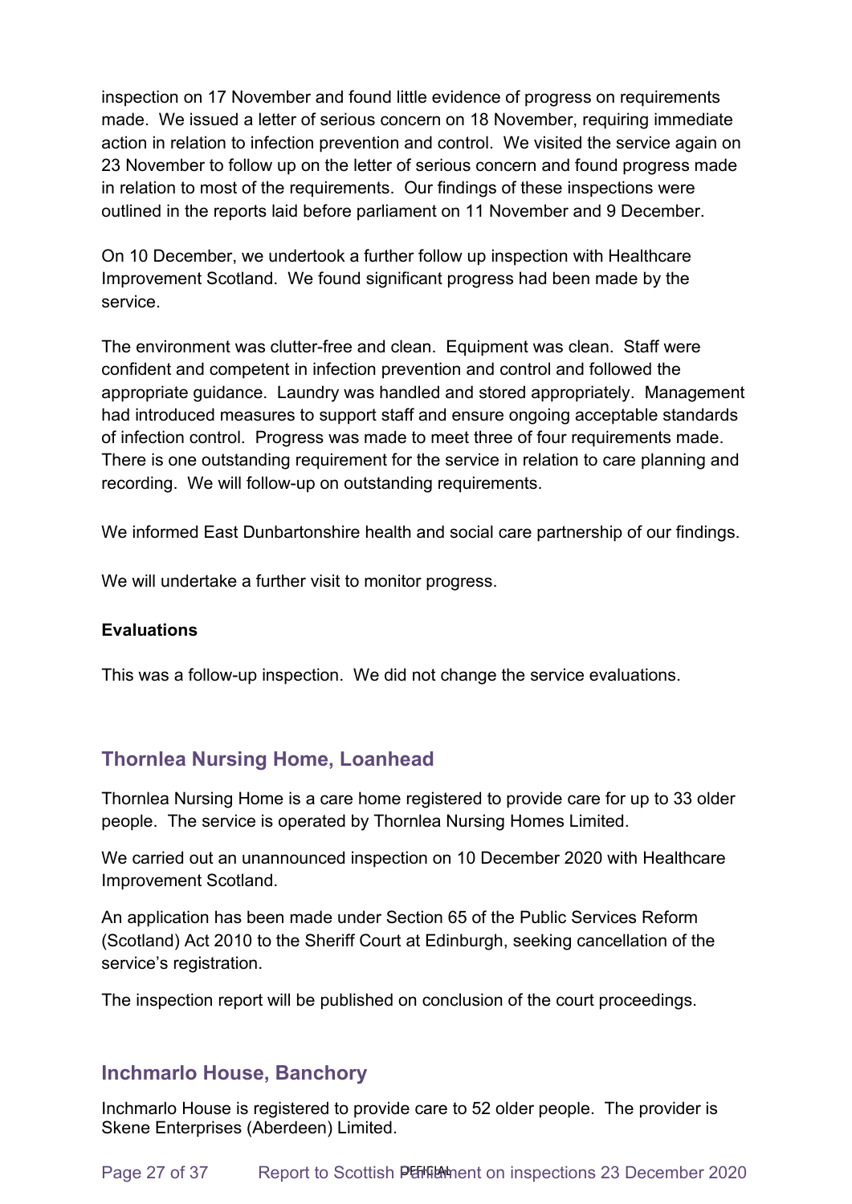inspection on 17 November and found little evidence of progress on requirements made. We issued a letter of serious concern on 18 November, requiring immediate action in relation to infection prevention and control. We visited the service again on 23 November to follow up on the letter of serious concern and found progress made in relation to most of the requirements. Our findings of these inspections were outlined in the reports laid before parliament on 11 November and 9 December.

On 10 December, we undertook a further follow up inspection with Healthcare Improvement Scotland. We found significant progress had been made by the service.

The environment was clutter-free and clean. Equipment was clean. Staff were confident and competent in infection prevention and control and followed the appropriate guidance. Laundry was handled and stored appropriately. Management had introduced measures to support staff and ensure ongoing acceptable standards of infection control. Progress was made to meet three of four requirements made. There is one outstanding requirement for the service in relation to care planning and recording. We will follow-up on outstanding requirements.

We informed East Dunbartonshire health and social care partnership of our findings.

We will undertake a further visit to monitor progress.

**Evaluations**

This was a follow-up inspection. We did not change the service evaluations.

## Thornlea Nursing Home, Loanhead

Thornlea Nursing Home is a care home registered to provide care for up to 33 older people. The service is operated by Thornlea Nursing Homes Limited.

We carried out an unannounced inspection on 10 December 2020 with Healthcare Improvement Scotland.

An application has been made under Section 65 of the Public Services Reform (Scotland) Act 2010 to the Sheriff Court at Edinburgh, seeking cancellation of the service's registration.

The inspection report will be published on conclusion of the court proceedings.

## Inchmarlo House, Banchory

Inchmarlo House is registered to provide care to 52 older people. The provider is Skene Enterprises (Aberdeen) Limited.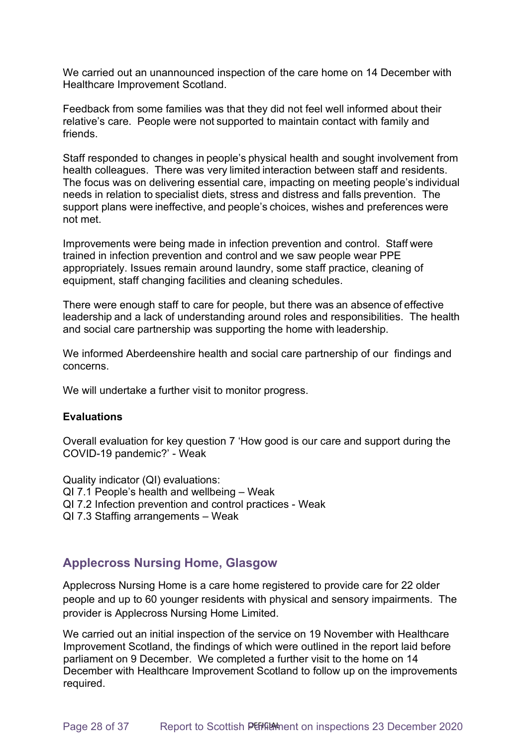We carried out an unannounced inspection of the care home on 14 December with Healthcare Improvement Scotland.

Feedback from some families was that they did not feel well informed about their relative's care. People were not supported to maintain contact with family and friends.

Staff responded to changes in people's physical health and sought involvement from health colleagues. There was very limited interaction between staff and residents. The focus was on delivering essential care, impacting on meeting people's individual needs in relation to specialist diets, stress and distress and falls prevention. The support plans were ineffective, and people's choices, wishes and preferences were not met.

Improvements were being made in infection prevention and control. Staff were trained in infection prevention and control and we saw people wear PPE appropriately. Issues remain around laundry, some staff practice, cleaning of equipment, staff changing facilities and cleaning schedules.

There were enough staff to care for people, but there was an absence of effective leadership and a lack of understanding around roles and responsibilities. The health and social care partnership was supporting the home with leadership.

We informed Aberdeenshire health and social care partnership of our findings and concerns.

We will undertake a further visit to monitor progress.

**Evaluations**

Overall evaluation for key question 7 'How good is our care and support during the COVID-19 pandemic?' - Weak

Quality indicator (QI) evaluations:
QI 7.1 People's health and wellbeing – Weak
QI 7.2 Infection prevention and control practices - Weak
QI 7.3 Staffing arrangements – Weak

## Applecross Nursing Home, Glasgow

Applecross Nursing Home is a care home registered to provide care for 22 older people and up to 60 younger residents with physical and sensory impairments. The provider is Applecross Nursing Home Limited.

We carried out an initial inspection of the service on 19 November with Healthcare Improvement Scotland, the findings of which were outlined in the report laid before parliament on 9 December. We completed a further visit to the home on 14 December with Healthcare Improvement Scotland to follow up on the improvements required.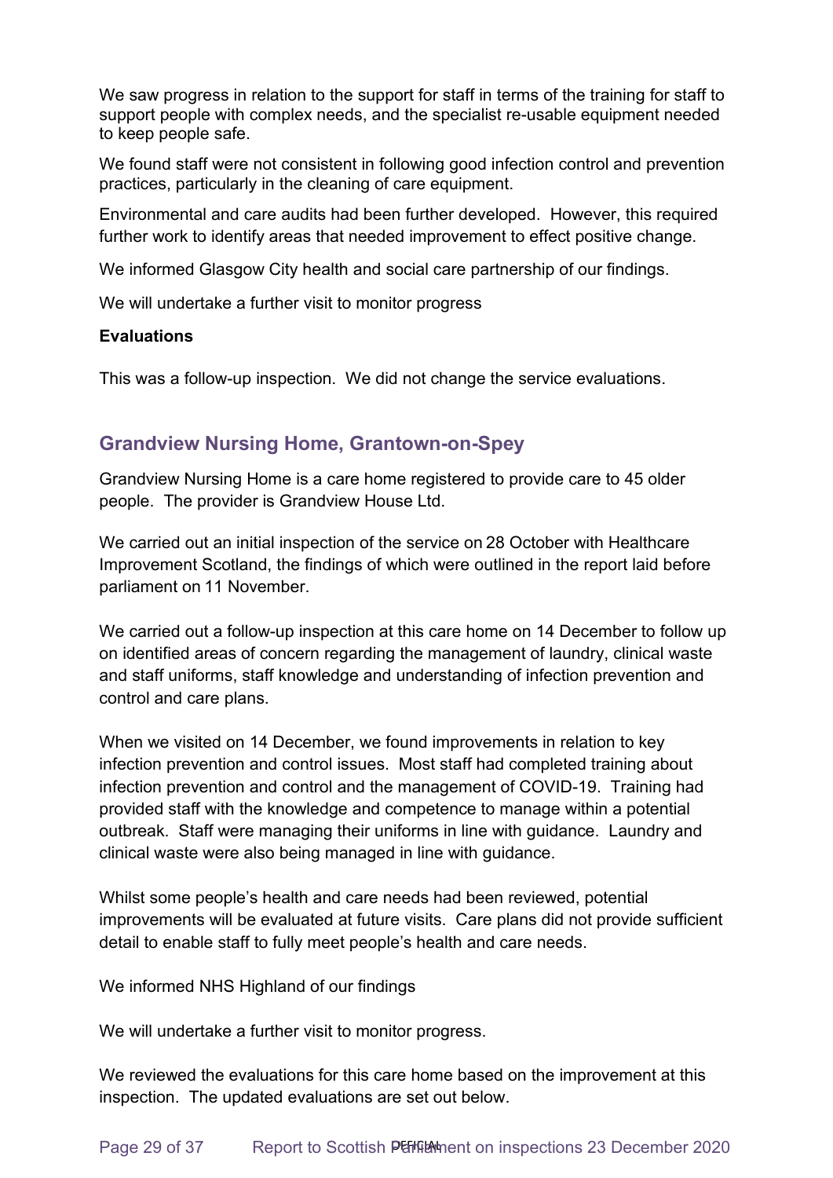We saw progress in relation to the support for staff in terms of the training for staff to support people with complex needs, and the specialist re-usable equipment needed to keep people safe.

We found staff were not consistent in following good infection control and prevention practices, particularly in the cleaning of care equipment.

Environmental and care audits had been further developed. However, this required further work to identify areas that needed improvement to effect positive change.

We informed Glasgow City health and social care partnership of our findings.

We will undertake a further visit to monitor progress

**Evaluations**

This was a follow-up inspection. We did not change the service evaluations.

## Grandview Nursing Home, Grantown-on-Spey

Grandview Nursing Home is a care home registered to provide care to 45 older people. The provider is Grandview House Ltd.

We carried out an initial inspection of the service on 28 October with Healthcare Improvement Scotland, the findings of which were outlined in the report laid before parliament on 11 November.

We carried out a follow-up inspection at this care home on 14 December to follow up on identified areas of concern regarding the management of laundry, clinical waste and staff uniforms, staff knowledge and understanding of infection prevention and control and care plans.

When we visited on 14 December, we found improvements in relation to key infection prevention and control issues. Most staff had completed training about infection prevention and control and the management of COVID-19. Training had provided staff with the knowledge and competence to manage within a potential outbreak. Staff were managing their uniforms in line with guidance. Laundry and clinical waste were also being managed in line with guidance.

Whilst some people's health and care needs had been reviewed, potential improvements will be evaluated at future visits. Care plans did not provide sufficient detail to enable staff to fully meet people's health and care needs.

We informed NHS Highland of our findings

We will undertake a further visit to monitor progress.

We reviewed the evaluations for this care home based on the improvement at this inspection. The updated evaluations are set out below.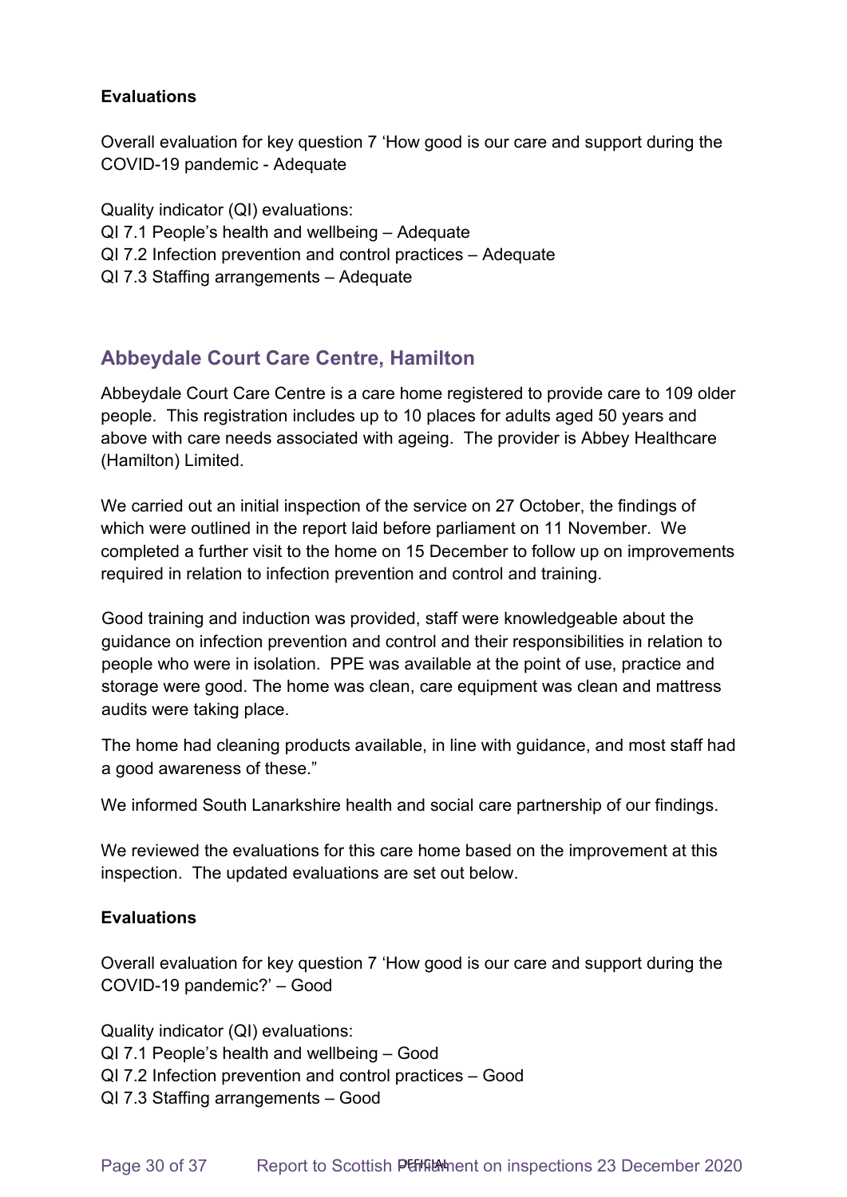**Evaluations**

Overall evaluation for key question 7 'How good is our care and support during the COVID-19 pandemic - Adequate

Quality indicator (QI) evaluations:
QI 7.1 People's health and wellbeing – Adequate
QI 7.2 Infection prevention and control practices – Adequate
QI 7.3 Staffing arrangements – Adequate

## Abbeydale Court Care Centre, Hamilton

Abbeydale Court Care Centre is a care home registered to provide care to 109 older people. This registration includes up to 10 places for adults aged 50 years and above with care needs associated with ageing. The provider is Abbey Healthcare (Hamilton) Limited.

We carried out an initial inspection of the service on 27 October, the findings of which were outlined in the report laid before parliament on 11 November. We completed a further visit to the home on 15 December to follow up on improvements required in relation to infection prevention and control and training.

Good training and induction was provided, staff were knowledgeable about the guidance on infection prevention and control and their responsibilities in relation to people who were in isolation. PPE was available at the point of use, practice and storage were good. The home was clean, care equipment was clean and mattress audits were taking place.

The home had cleaning products available, in line with guidance, and most staff had a good awareness of these."

We informed South Lanarkshire health and social care partnership of our findings.

We reviewed the evaluations for this care home based on the improvement at this inspection. The updated evaluations are set out below.

**Evaluations**

Overall evaluation for key question 7 'How good is our care and support during the COVID-19 pandemic?' – Good

Quality indicator (QI) evaluations:
QI 7.1 People's health and wellbeing – Good
QI 7.2 Infection prevention and control practices – Good
QI 7.3 Staffing arrangements – Good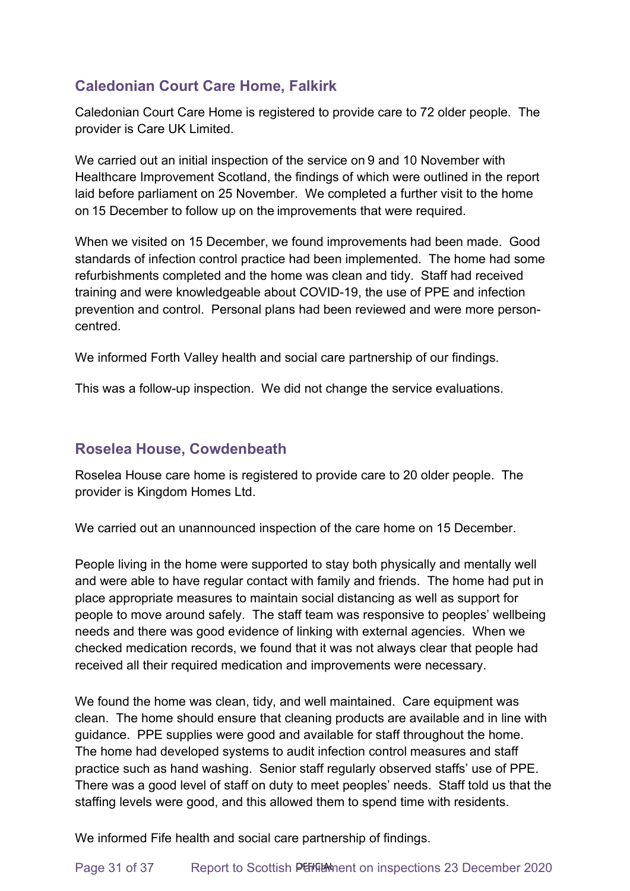## Caledonian Court Care Home, Falkirk

Caledonian Court Care Home is registered to provide care to 72 older people. The provider is Care UK Limited.

We carried out an initial inspection of the service on 9 and 10 November with Healthcare Improvement Scotland, the findings of which were outlined in the report laid before parliament on 25 November. We completed a further visit to the home on 15 December to follow up on the improvements that were required.

When we visited on 15 December, we found improvements had been made. Good standards of infection control practice had been implemented. The home had some refurbishments completed and the home was clean and tidy. Staff had received training and were knowledgeable about COVID-19, the use of PPE and infection prevention and control. Personal plans had been reviewed and were more person-centred.

We informed Forth Valley health and social care partnership of our findings.

This was a follow-up inspection. We did not change the service evaluations.

## Roselea House, Cowdenbeath

Roselea House care home is registered to provide care to 20 older people. The provider is Kingdom Homes Ltd.

We carried out an unannounced inspection of the care home on 15 December.

People living in the home were supported to stay both physically and mentally well and were able to have regular contact with family and friends. The home had put in place appropriate measures to maintain social distancing as well as support for people to move around safely. The staff team was responsive to peoples' wellbeing needs and there was good evidence of linking with external agencies. When we checked medication records, we found that it was not always clear that people had received all their required medication and improvements were necessary.

We found the home was clean, tidy, and well maintained. Care equipment was clean. The home should ensure that cleaning products are available and in line with guidance. PPE supplies were good and available for staff throughout the home. The home had developed systems to audit infection control measures and staff practice such as hand washing. Senior staff regularly observed staffs' use of PPE. There was a good level of staff on duty to meet peoples' needs. Staff told us that the staffing levels were good, and this allowed them to spend time with residents.

We informed Fife health and social care partnership of findings.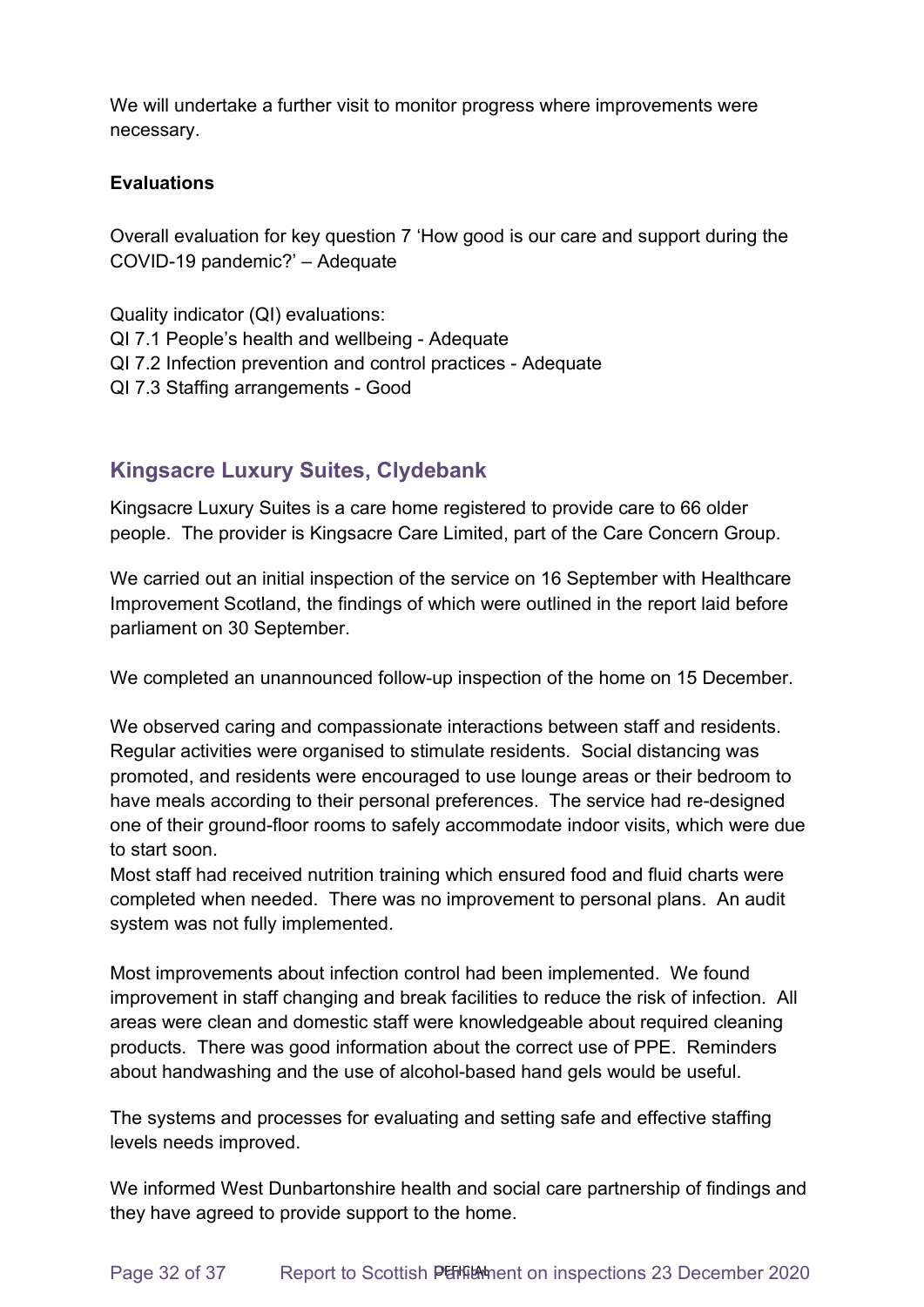We will undertake a further visit to monitor progress where improvements were necessary.

**Evaluations**

Overall evaluation for key question 7 'How good is our care and support during the COVID-19 pandemic?' – Adequate

Quality indicator (QI) evaluations:
QI 7.1 People's health and wellbeing - Adequate
QI 7.2 Infection prevention and control practices - Adequate
QI 7.3 Staffing arrangements - Good

## Kingsacre Luxury Suites, Clydebank

Kingsacre Luxury Suites is a care home registered to provide care to 66 older people. The provider is Kingsacre Care Limited, part of the Care Concern Group.

We carried out an initial inspection of the service on 16 September with Healthcare Improvement Scotland, the findings of which were outlined in the report laid before parliament on 30 September.

We completed an unannounced follow-up inspection of the home on 15 December.

We observed caring and compassionate interactions between staff and residents. Regular activities were organised to stimulate residents. Social distancing was promoted, and residents were encouraged to use lounge areas or their bedroom to have meals according to their personal preferences. The service had re-designed one of their ground-floor rooms to safely accommodate indoor visits, which were due to start soon.
Most staff had received nutrition training which ensured food and fluid charts were completed when needed. There was no improvement to personal plans. An audit system was not fully implemented.

Most improvements about infection control had been implemented. We found improvement in staff changing and break facilities to reduce the risk of infection. All areas were clean and domestic staff were knowledgeable about required cleaning products. There was good information about the correct use of PPE. Reminders about handwashing and the use of alcohol-based hand gels would be useful.

The systems and processes for evaluating and setting safe and effective staffing levels needs improved.

We informed West Dunbartonshire health and social care partnership of findings and they have agreed to provide support to the home.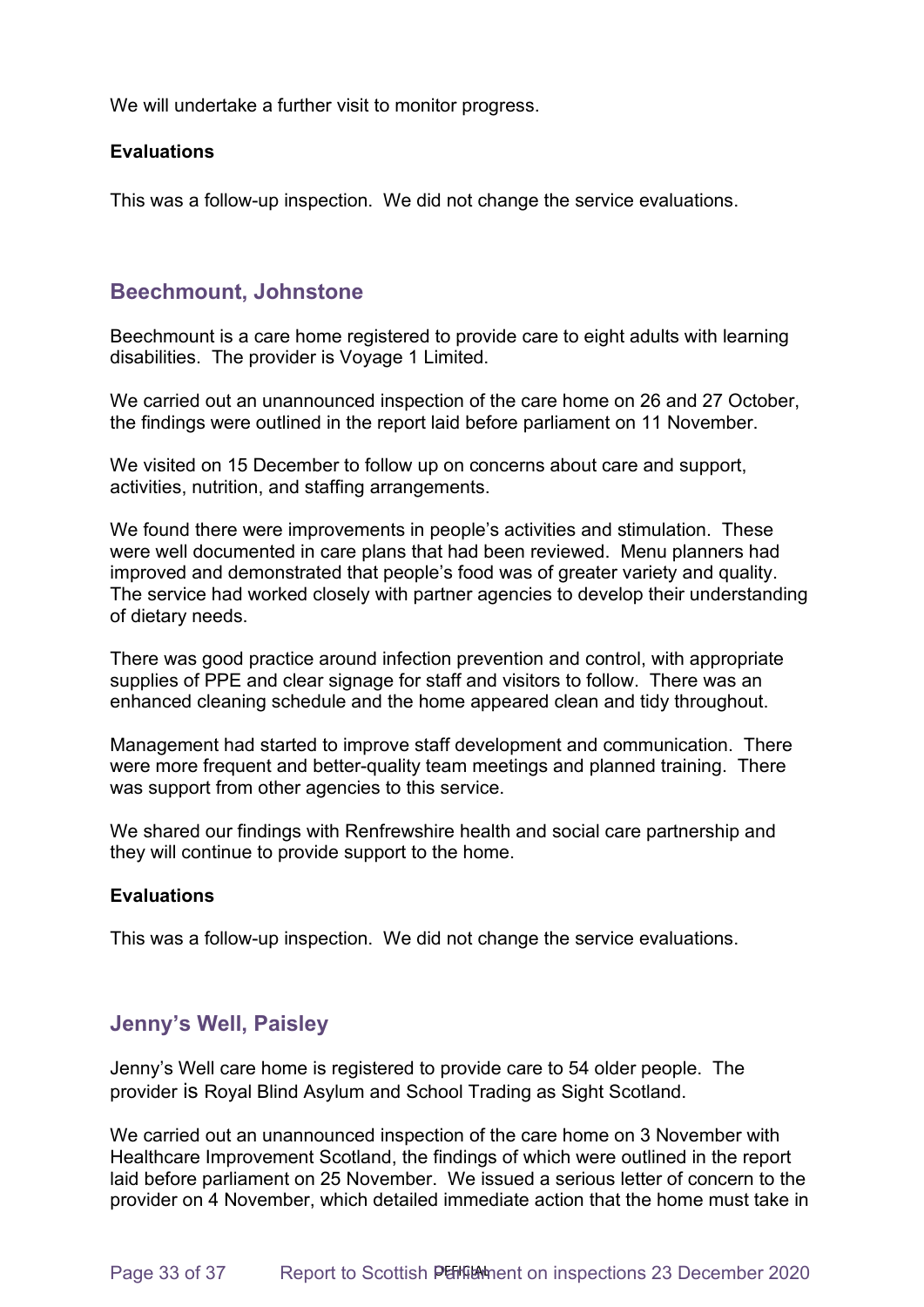We will undertake a further visit to monitor progress.

**Evaluations**

This was a follow-up inspection. We did not change the service evaluations.

## Beechmount, Johnstone

Beechmount is a care home registered to provide care to eight adults with learning disabilities. The provider is Voyage 1 Limited.

We carried out an unannounced inspection of the care home on 26 and 27 October, the findings were outlined in the report laid before parliament on 11 November.

We visited on 15 December to follow up on concerns about care and support, activities, nutrition, and staffing arrangements.

We found there were improvements in people's activities and stimulation. These were well documented in care plans that had been reviewed. Menu planners had improved and demonstrated that people's food was of greater variety and quality. The service had worked closely with partner agencies to develop their understanding of dietary needs.

There was good practice around infection prevention and control, with appropriate supplies of PPE and clear signage for staff and visitors to follow. There was an enhanced cleaning schedule and the home appeared clean and tidy throughout.

Management had started to improve staff development and communication. There were more frequent and better-quality team meetings and planned training. There was support from other agencies to this service.

We shared our findings with Renfrewshire health and social care partnership and they will continue to provide support to the home.

**Evaluations**

This was a follow-up inspection. We did not change the service evaluations.

## Jenny's Well, Paisley

Jenny's Well care home is registered to provide care to 54 older people. The provider is Royal Blind Asylum and School Trading as Sight Scotland.

We carried out an unannounced inspection of the care home on 3 November with Healthcare Improvement Scotland, the findings of which were outlined in the report laid before parliament on 25 November. We issued a serious letter of concern to the provider on 4 November, which detailed immediate action that the home must take in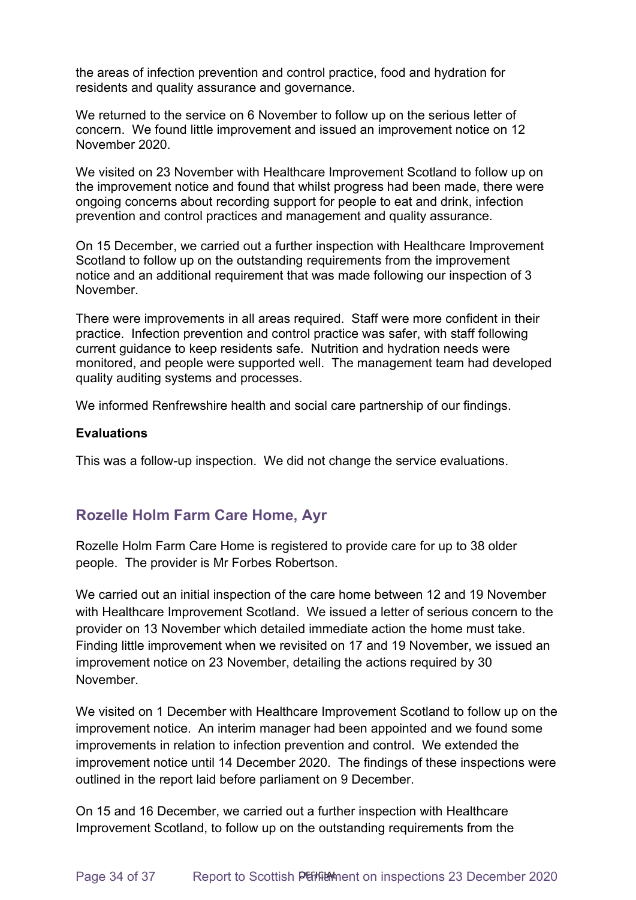the areas of infection prevention and control practice, food and hydration for residents and quality assurance and governance.

We returned to the service on 6 November to follow up on the serious letter of concern. We found little improvement and issued an improvement notice on 12 November 2020.

We visited on 23 November with Healthcare Improvement Scotland to follow up on the improvement notice and found that whilst progress had been made, there were ongoing concerns about recording support for people to eat and drink, infection prevention and control practices and management and quality assurance.

On 15 December, we carried out a further inspection with Healthcare Improvement Scotland to follow up on the outstanding requirements from the improvement notice and an additional requirement that was made following our inspection of 3 November.

There were improvements in all areas required. Staff were more confident in their practice. Infection prevention and control practice was safer, with staff following current guidance to keep residents safe. Nutrition and hydration needs were monitored, and people were supported well. The management team had developed quality auditing systems and processes.

We informed Renfrewshire health and social care partnership of our findings.

**Evaluations**

This was a follow-up inspection. We did not change the service evaluations.

## Rozelle Holm Farm Care Home, Ayr

Rozelle Holm Farm Care Home is registered to provide care for up to 38 older people. The provider is Mr Forbes Robertson.

We carried out an initial inspection of the care home between 12 and 19 November with Healthcare Improvement Scotland. We issued a letter of serious concern to the provider on 13 November which detailed immediate action the home must take. Finding little improvement when we revisited on 17 and 19 November, we issued an improvement notice on 23 November, detailing the actions required by 30 November.

We visited on 1 December with Healthcare Improvement Scotland to follow up on the improvement notice. An interim manager had been appointed and we found some improvements in relation to infection prevention and control. We extended the improvement notice until 14 December 2020. The findings of these inspections were outlined in the report laid before parliament on 9 December.

On 15 and 16 December, we carried out a further inspection with Healthcare Improvement Scotland, to follow up on the outstanding requirements from the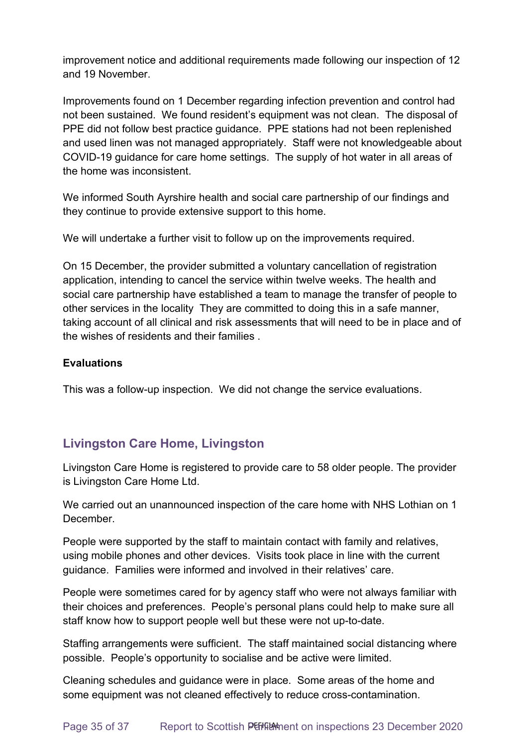improvement notice and additional requirements made following our inspection of 12 and 19 November.

Improvements found on 1 December regarding infection prevention and control had not been sustained. We found resident's equipment was not clean. The disposal of PPE did not follow best practice guidance. PPE stations had not been replenished and used linen was not managed appropriately. Staff were not knowledgeable about COVID-19 guidance for care home settings. The supply of hot water in all areas of the home was inconsistent.

We informed South Ayrshire health and social care partnership of our findings and they continue to provide extensive support to this home.

We will undertake a further visit to follow up on the improvements required.

On 15 December, the provider submitted a voluntary cancellation of registration application, intending to cancel the service within twelve weeks. The health and social care partnership have established a team to manage the transfer of people to other services in the locality They are committed to doing this in a safe manner, taking account of all clinical and risk assessments that will need to be in place and of the wishes of residents and their families .

**Evaluations**

This was a follow-up inspection. We did not change the service evaluations.

## Livingston Care Home, Livingston

Livingston Care Home is registered to provide care to 58 older people. The provider is Livingston Care Home Ltd.

We carried out an unannounced inspection of the care home with NHS Lothian on 1 December.

People were supported by the staff to maintain contact with family and relatives, using mobile phones and other devices. Visits took place in line with the current guidance. Families were informed and involved in their relatives' care.

People were sometimes cared for by agency staff who were not always familiar with their choices and preferences. People's personal plans could help to make sure all staff know how to support people well but these were not up-to-date.

Staffing arrangements were sufficient. The staff maintained social distancing where possible. People's opportunity to socialise and be active were limited.

Cleaning schedules and guidance were in place. Some areas of the home and some equipment was not cleaned effectively to reduce cross-contamination.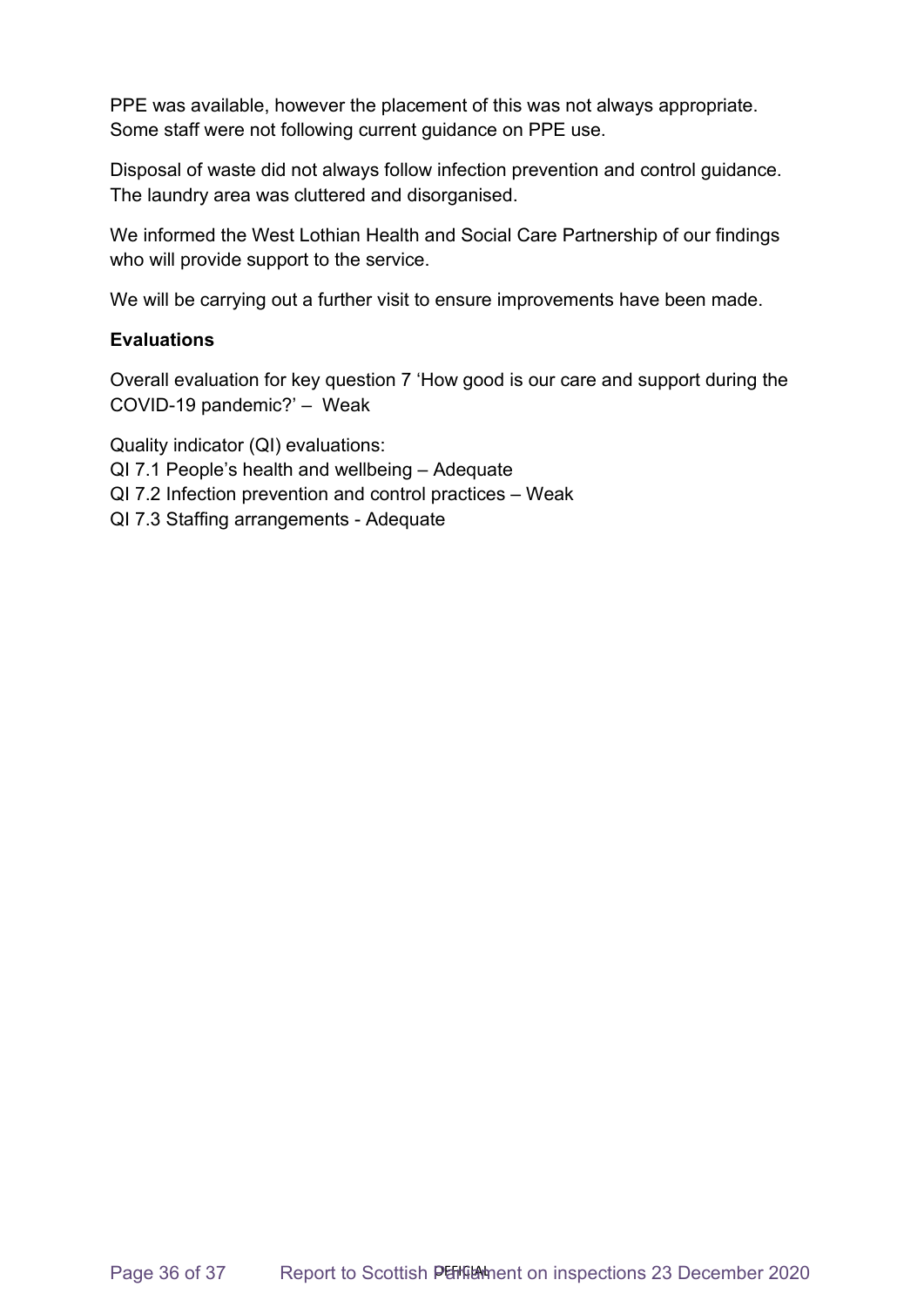PPE was available, however the placement of this was not always appropriate. Some staff were not following current guidance on PPE use.

Disposal of waste did not always follow infection prevention and control guidance. The laundry area was cluttered and disorganised.

We informed the West Lothian Health and Social Care Partnership of our findings who will provide support to the service.

We will be carrying out a further visit to ensure improvements have been made.

**Evaluations**

Overall evaluation for key question 7 'How good is our care and support during the COVID-19 pandemic?' – Weak

Quality indicator (QI) evaluations:
QI 7.1 People's health and wellbeing – Adequate
QI 7.2 Infection prevention and control practices – Weak
QI 7.3 Staffing arrangements - Adequate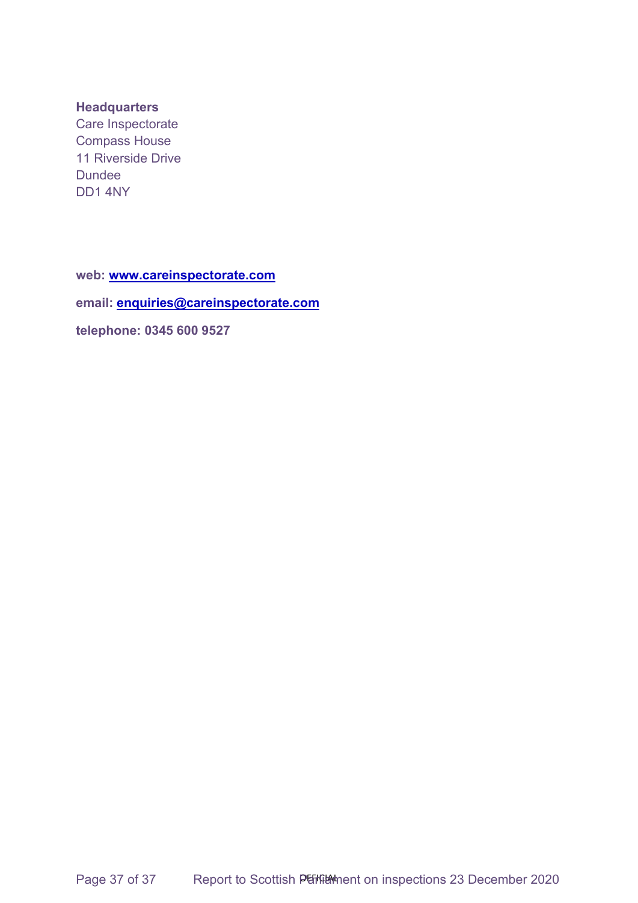**Headquarters**
Care Inspectorate
Compass House
11 Riverside Drive
Dundee
DD1 4NY

**web: www.careinspectorate.com**

**email: enquiries@careinspectorate.com**

**telephone: 0345 600 9527**